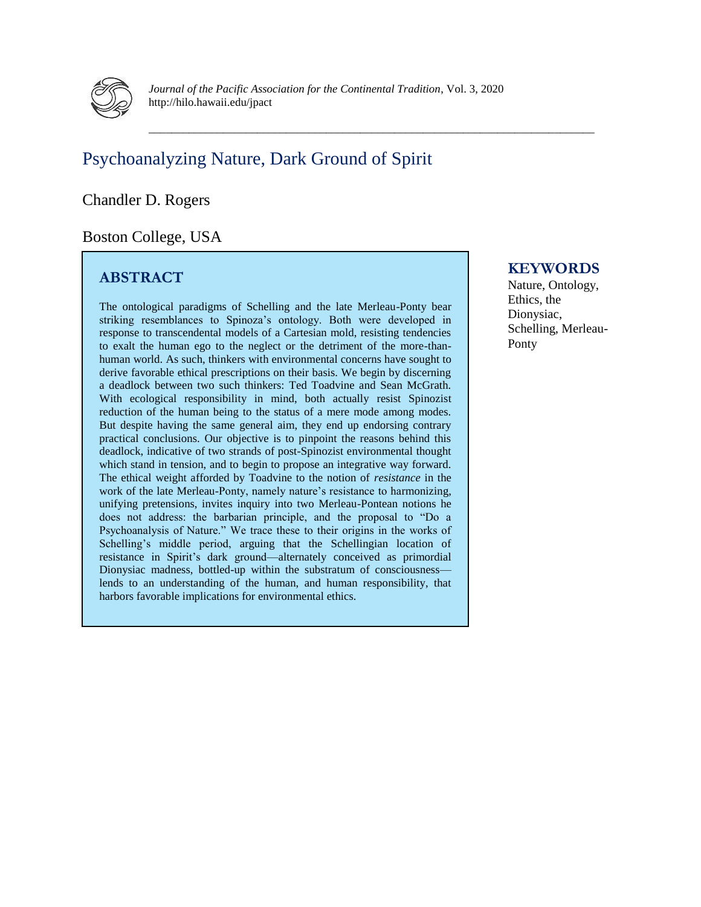# Psychoanalyzing Nature, Dark Ground of Spirit

Chandler D. Rogers

Boston College, USA

## ABSTRACT

The ontological paradigms of Schelling and the late Merleau-Ponty bear striking resemblances to Spinoza's ontology. Both were developed in response to transcendental models of a Cartesian mold, resisting tendencies to exalt the human ego to the neglect or the detriment of the more-than-human world. As such, thinkers with environmental concerns have sought to derive favorable ethical prescriptions on their basis. We begin by discerning a deadlock between two such thinkers: Ted Toadvine and Sean McGrath. With ecological responsibility in mind, both actually resist Spinozist reduction of the human being to the status of a mere mode among modes. But despite having the same general aim, they end up endorsing contrary practical conclusions. Our objective is to pinpoint the reasons behind this deadlock, indicative of two strands of post-Spinozist environmental thought which stand in tension, and to begin to propose an integrative way forward. The ethical weight afforded by Toadvine to the notion of *resistance* in the work of the late Merleau-Ponty, namely nature's resistance to harmonizing, unifying pretensions, invites inquiry into two Merleau-Pontean notions he does not address: the barbarian principle, and the proposal to "Do a Psychoanalysis of Nature." We trace these to their origins in the works of Schelling's middle period, arguing that the Schellingian location of resistance in Spirit's dark ground—alternately conceived as primordial Dionysiac madness, bottled-up within the substratum of consciousness—lends to an understanding of the human, and human responsibility, that harbors favorable implications for environmental ethics.

## KEYWORDS

Nature, Ontology, Ethics, the Dionysiac, Schelling, Merleau-Ponty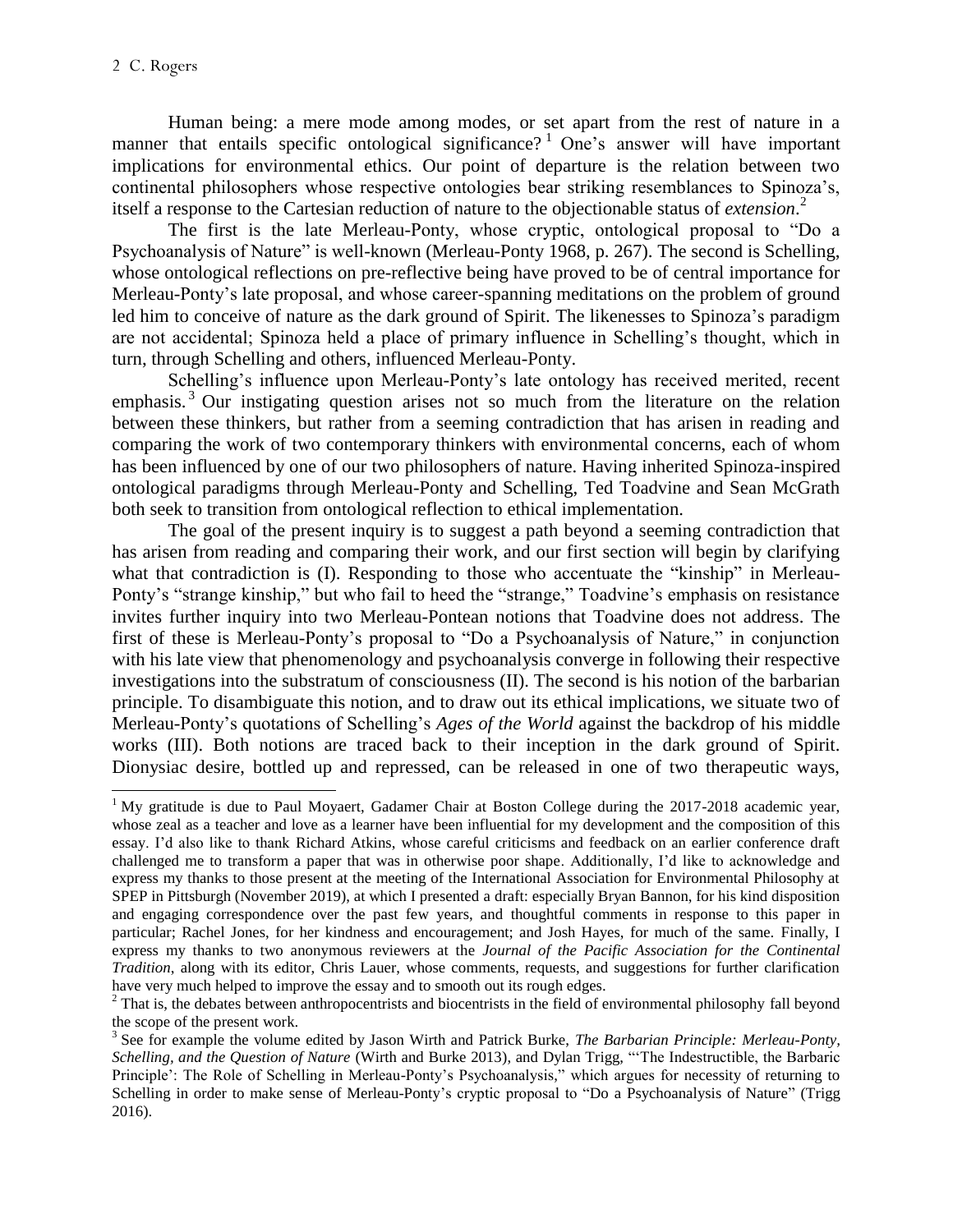Human being: a mere mode among modes, or set apart from the rest of nature in a manner that entails specific ontological significance?[1] One's answer will have important implications for environmental ethics. Our point of departure is the relation between two continental philosophers whose respective ontologies bear striking resemblances to Spinoza's, itself a response to the Cartesian reduction of nature to the objectionable status of *extension*.[2]

The first is the late Merleau-Ponty, whose cryptic, ontological proposal to "Do a Psychoanalysis of Nature" is well-known (Merleau-Ponty 1968, p. 267). The second is Schelling, whose ontological reflections on pre-reflective being have proved to be of central importance for Merleau-Ponty's late proposal, and whose career-spanning meditations on the problem of ground led him to conceive of nature as the dark ground of Spirit. The likenesses to Spinoza's paradigm are not accidental; Spinoza held a place of primary influence in Schelling's thought, which in turn, through Schelling and others, influenced Merleau-Ponty.

Schelling's influence upon Merleau-Ponty's late ontology has received merited, recent emphasis.[3] Our instigating question arises not so much from the literature on the relation between these thinkers, but rather from a seeming contradiction that has arisen in reading and comparing the work of two contemporary thinkers with environmental concerns, each of whom has been influenced by one of our two philosophers of nature. Having inherited Spinoza-inspired ontological paradigms through Merleau-Ponty and Schelling, Ted Toadvine and Sean McGrath both seek to transition from ontological reflection to ethical implementation.

The goal of the present inquiry is to suggest a path beyond a seeming contradiction that has arisen from reading and comparing their work, and our first section will begin by clarifying what that contradiction is (I). Responding to those who accentuate the "kinship" in Merleau-Ponty's "strange kinship," but who fail to heed the "strange," Toadvine's emphasis on resistance invites further inquiry into two Merleau-Pontean notions that Toadvine does not address. The first of these is Merleau-Ponty's proposal to "Do a Psychoanalysis of Nature," in conjunction with his late view that phenomenology and psychoanalysis converge in following their respective investigations into the substratum of consciousness (II). The second is his notion of the barbarian principle. To disambiguate this notion, and to draw out its ethical implications, we situate two of Merleau-Ponty's quotations of Schelling's *Ages of the World* against the backdrop of his middle works (III). Both notions are traced back to their inception in the dark ground of Spirit. Dionysiac desire, bottled up and repressed, can be released in one of two therapeutic ways,

---

[1] My gratitude is due to Paul Moyaert, Gadamer Chair at Boston College during the 2017-2018 academic year, whose zeal as a teacher and love as a learner have been influential for my development and the composition of this essay. I'd also like to thank Richard Atkins, whose careful criticisms and feedback on an earlier conference draft challenged me to transform a paper that was in otherwise poor shape. Additionally, I'd like to acknowledge and express my thanks to those present at the meeting of the International Association for Environmental Philosophy at SPEP in Pittsburgh (November 2019), at which I presented a draft: especially Bryan Bannon, for his kind disposition and engaging correspondence over the past few years, and thoughtful comments in response to this paper in particular; Rachel Jones, for her kindness and encouragement; and Josh Hayes, for much of the same. Finally, I express my thanks to two anonymous reviewers at the *Journal of the Pacific Association for the Continental Tradition*, along with its editor, Chris Lauer, whose comments, requests, and suggestions for further clarification have very much helped to improve the essay and to smooth out its rough edges.

[2] That is, the debates between anthropocentrists and biocentrists in the field of environmental philosophy fall beyond the scope of the present work.

[3] See for example the volume edited by Jason Wirth and Patrick Burke, *The Barbarian Principle: Merleau-Ponty, Schelling, and the Question of Nature* (Wirth and Burke 2013), and Dylan Trigg, "'The Indestructible, the Barbaric Principle': The Role of Schelling in Merleau-Ponty's Psychoanalysis," which argues for necessity of returning to Schelling in order to make sense of Merleau-Ponty's cryptic proposal to "Do a Psychoanalysis of Nature" (Trigg 2016).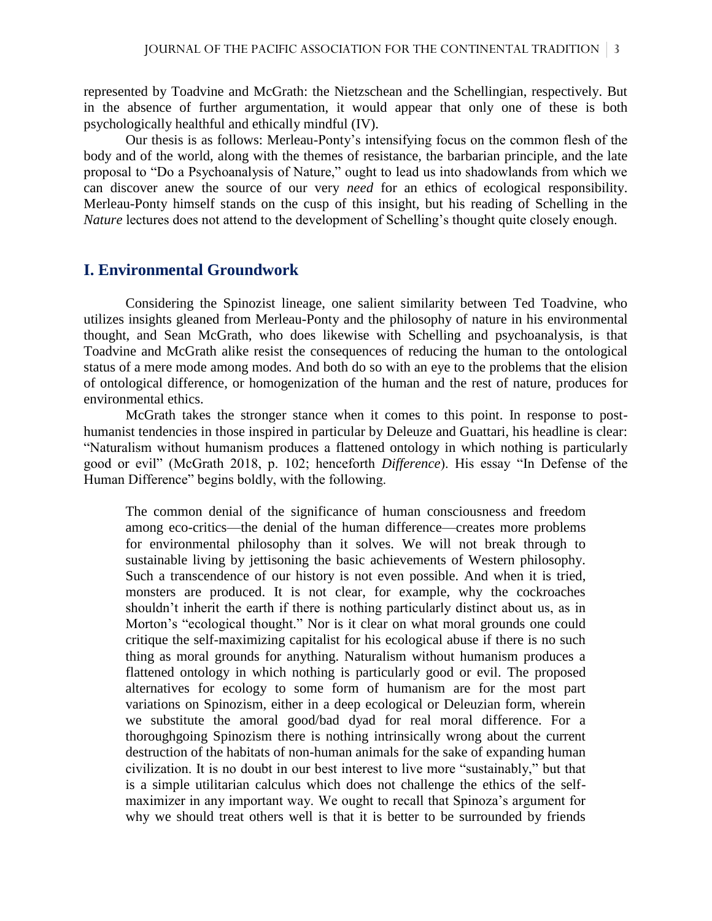represented by Toadvine and McGrath: the Nietzschean and the Schellingian, respectively. But in the absence of further argumentation, it would appear that only one of these is both psychologically healthful and ethically mindful (IV).

Our thesis is as follows: Merleau-Ponty's intensifying focus on the common flesh of the body and of the world, along with the themes of resistance, the barbarian principle, and the late proposal to "Do a Psychoanalysis of Nature," ought to lead us into shadowlands from which we can discover anew the source of our very *need* for an ethics of ecological responsibility. Merleau-Ponty himself stands on the cusp of this insight, but his reading of Schelling in the *Nature* lectures does not attend to the development of Schelling's thought quite closely enough.

## I. Environmental Groundwork

Considering the Spinozist lineage, one salient similarity between Ted Toadvine, who utilizes insights gleaned from Merleau-Ponty and the philosophy of nature in his environmental thought, and Sean McGrath, who does likewise with Schelling and psychoanalysis, is that Toadvine and McGrath alike resist the consequences of reducing the human to the ontological status of a mere mode among modes. And both do so with an eye to the problems that the elision of ontological difference, or homogenization of the human and the rest of nature, produces for environmental ethics.

McGrath takes the stronger stance when it comes to this point. In response to post-humanist tendencies in those inspired in particular by Deleuze and Guattari, his headline is clear: "Naturalism without humanism produces a flattened ontology in which nothing is particularly good or evil" (McGrath 2018, p. 102; henceforth *Difference*). His essay "In Defense of the Human Difference" begins boldly, with the following.

> The common denial of the significance of human consciousness and freedom among eco-critics—the denial of the human difference—creates more problems for environmental philosophy than it solves. We will not break through to sustainable living by jettisoning the basic achievements of Western philosophy. Such a transcendence of our history is not even possible. And when it is tried, monsters are produced. It is not clear, for example, why the cockroaches shouldn't inherit the earth if there is nothing particularly distinct about us, as in Morton's "ecological thought." Nor is it clear on what moral grounds one could critique the self-maximizing capitalist for his ecological abuse if there is no such thing as moral grounds for anything. Naturalism without humanism produces a flattened ontology in which nothing is particularly good or evil. The proposed alternatives for ecology to some form of humanism are for the most part variations on Spinozism, either in a deep ecological or Deleuzian form, wherein we substitute the amoral good/bad dyad for real moral difference. For a thoroughgoing Spinozism there is nothing intrinsically wrong about the current destruction of the habitats of non-human animals for the sake of expanding human civilization. It is no doubt in our best interest to live more "sustainably," but that is a simple utilitarian calculus which does not challenge the ethics of the self-maximizer in any important way. We ought to recall that Spinoza's argument for why we should treat others well is that it is better to be surrounded by friends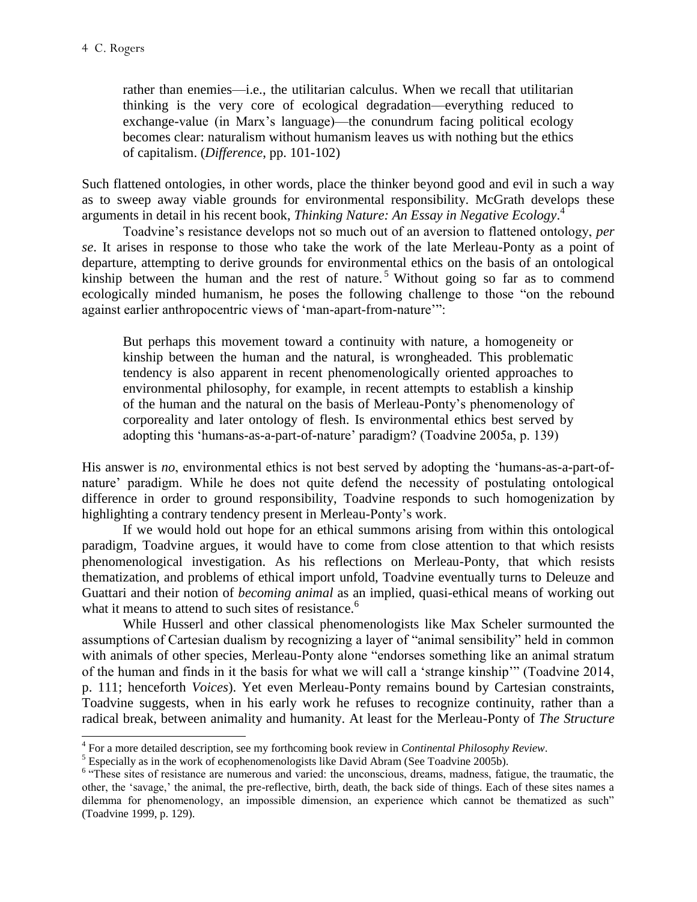> rather than enemies—i.e., the utilitarian calculus. When we recall that utilitarian thinking is the very core of ecological degradation—everything reduced to exchange-value (in Marx's language)—the conundrum facing political ecology becomes clear: naturalism without humanism leaves us with nothing but the ethics of capitalism. (*Difference*, pp. 101-102)

Such flattened ontologies, in other words, place the thinker beyond good and evil in such a way as to sweep away viable grounds for environmental responsibility. McGrath develops these arguments in detail in his recent book, *Thinking Nature: An Essay in Negative Ecology*.[4]

Toadvine's resistance develops not so much out of an aversion to flattened ontology, *per se*. It arises in response to those who take the work of the late Merleau-Ponty as a point of departure, attempting to derive grounds for environmental ethics on the basis of an ontological kinship between the human and the rest of nature.[5] Without going so far as to commend ecologically minded humanism, he poses the following challenge to those "on the rebound against earlier anthropocentric views of 'man-apart-from-nature'":

> But perhaps this movement toward a continuity with nature, a homogeneity or kinship between the human and the natural, is wrongheaded. This problematic tendency is also apparent in recent phenomenologically oriented approaches to environmental philosophy, for example, in recent attempts to establish a kinship of the human and the natural on the basis of Merleau-Ponty's phenomenology of corporeality and later ontology of flesh. Is environmental ethics best served by adopting this 'humans-as-a-part-of-nature' paradigm? (Toadvine 2005a, p. 139)

His answer is *no*, environmental ethics is not best served by adopting the 'humans-as-a-part-of-nature' paradigm. While he does not quite defend the necessity of postulating ontological difference in order to ground responsibility, Toadvine responds to such homogenization by highlighting a contrary tendency present in Merleau-Ponty's work.

If we would hold out hope for an ethical summons arising from within this ontological paradigm, Toadvine argues, it would have to come from close attention to that which resists phenomenological investigation. As his reflections on Merleau-Ponty, that which resists thematization, and problems of ethical import unfold, Toadvine eventually turns to Deleuze and Guattari and their notion of *becoming animal* as an implied, quasi-ethical means of working out what it means to attend to such sites of resistance.[6]

While Husserl and other classical phenomenologists like Max Scheler surmounted the assumptions of Cartesian dualism by recognizing a layer of "animal sensibility" held in common with animals of other species, Merleau-Ponty alone "endorses something like an animal stratum of the human and finds in it the basis for what we will call a 'strange kinship'" (Toadvine 2014, p. 111; henceforth *Voices*). Yet even Merleau-Ponty remains bound by Cartesian constraints, Toadvine suggests, when in his early work he refuses to recognize continuity, rather than a radical break, between animality and humanity. At least for the Merleau-Ponty of *The Structure*

---

[4] For a more detailed description, see my forthcoming book review in *Continental Philosophy Review*.

[5] Especially as in the work of ecophenomenologists like David Abram (See Toadvine 2005b).

[6] "These sites of resistance are numerous and varied: the unconscious, dreams, madness, fatigue, the traumatic, the other, the 'savage,' the animal, the pre-reflective, birth, death, the back side of things. Each of these sites names a dilemma for phenomenology, an impossible dimension, an experience which cannot be thematized as such" (Toadvine 1999, p. 129).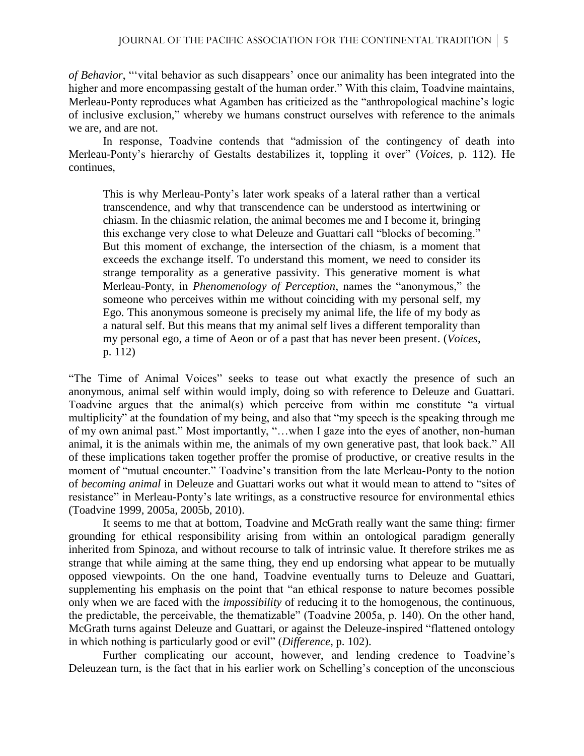*of Behavior*, "'vital behavior as such disappears' once our animality has been integrated into the higher and more encompassing gestalt of the human order." With this claim, Toadvine maintains, Merleau-Ponty reproduces what Agamben has criticized as the "anthropological machine's logic of inclusive exclusion," whereby we humans construct ourselves with reference to the animals we are, and are not.

In response, Toadvine contends that "admission of the contingency of death into Merleau-Ponty's hierarchy of Gestalts destabilizes it, toppling it over" (*Voices*, p. 112). He continues,

> This is why Merleau-Ponty's later work speaks of a lateral rather than a vertical transcendence, and why that transcendence can be understood as intertwining or chiasm. In the chiasmic relation, the animal becomes me and I become it, bringing this exchange very close to what Deleuze and Guattari call "blocks of becoming." But this moment of exchange, the intersection of the chiasm, is a moment that exceeds the exchange itself. To understand this moment, we need to consider its strange temporality as a generative passivity. This generative moment is what Merleau-Ponty, in *Phenomenology of Perception*, names the "anonymous," the someone who perceives within me without coinciding with my personal self, my Ego. This anonymous someone is precisely my animal life, the life of my body as a natural self. But this means that my animal self lives a different temporality than my personal ego, a time of Aeon or of a past that has never been present. (*Voices*, p. 112)

"The Time of Animal Voices" seeks to tease out what exactly the presence of such an anonymous, animal self within would imply, doing so with reference to Deleuze and Guattari. Toadvine argues that the animal(s) which perceive from within me constitute "a virtual multiplicity" at the foundation of my being, and also that "my speech is the speaking through me of my own animal past." Most importantly, "…when I gaze into the eyes of another, non-human animal, it is the animals within me, the animals of my own generative past, that look back." All of these implications taken together proffer the promise of productive, or creative results in the moment of "mutual encounter." Toadvine's transition from the late Merleau-Ponty to the notion of *becoming animal* in Deleuze and Guattari works out what it would mean to attend to "sites of resistance" in Merleau-Ponty's late writings, as a constructive resource for environmental ethics (Toadvine 1999, 2005a, 2005b, 2010).

It seems to me that at bottom, Toadvine and McGrath really want the same thing: firmer grounding for ethical responsibility arising from within an ontological paradigm generally inherited from Spinoza, and without recourse to talk of intrinsic value. It therefore strikes me as strange that while aiming at the same thing, they end up endorsing what appear to be mutually opposed viewpoints. On the one hand, Toadvine eventually turns to Deleuze and Guattari, supplementing his emphasis on the point that "an ethical response to nature becomes possible only when we are faced with the *impossibility* of reducing it to the homogenous, the continuous, the predictable, the perceivable, the thematizable" (Toadvine 2005a, p. 140). On the other hand, McGrath turns against Deleuze and Guattari, or against the Deleuze-inspired "flattened ontology in which nothing is particularly good or evil" (*Difference*, p. 102).

Further complicating our account, however, and lending credence to Toadvine's Deleuzean turn, is the fact that in his earlier work on Schelling's conception of the unconscious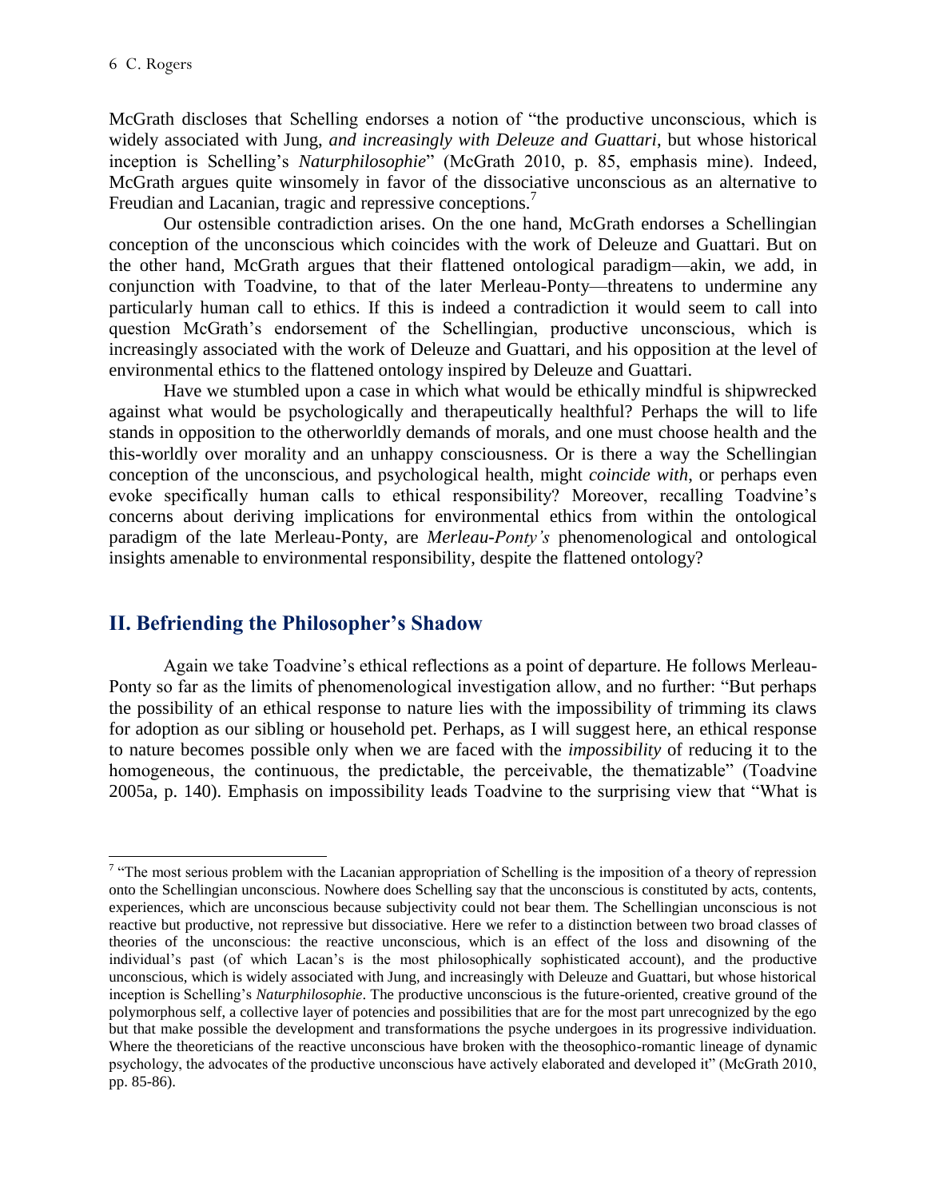McGrath discloses that Schelling endorses a notion of "the productive unconscious, which is widely associated with Jung, *and increasingly with Deleuze and Guattari*, but whose historical inception is Schelling's *Naturphilosophie*" (McGrath 2010, p. 85, emphasis mine). Indeed, McGrath argues quite winsomely in favor of the dissociative unconscious as an alternative to Freudian and Lacanian, tragic and repressive conceptions.[7]

Our ostensible contradiction arises. On the one hand, McGrath endorses a Schellingian conception of the unconscious which coincides with the work of Deleuze and Guattari. But on the other hand, McGrath argues that their flattened ontological paradigm—akin, we add, in conjunction with Toadvine, to that of the later Merleau-Ponty—threatens to undermine any particularly human call to ethics. If this is indeed a contradiction it would seem to call into question McGrath's endorsement of the Schellingian, productive unconscious, which is increasingly associated with the work of Deleuze and Guattari, and his opposition at the level of environmental ethics to the flattened ontology inspired by Deleuze and Guattari.

Have we stumbled upon a case in which what would be ethically mindful is shipwrecked against what would be psychologically and therapeutically healthful? Perhaps the will to life stands in opposition to the otherworldly demands of morals, and one must choose health and the this-worldly over morality and an unhappy consciousness. Or is there a way the Schellingian conception of the unconscious, and psychological health, might *coincide with*, or perhaps even evoke specifically human calls to ethical responsibility? Moreover, recalling Toadvine's concerns about deriving implications for environmental ethics from within the ontological paradigm of the late Merleau-Ponty, are *Merleau-Ponty's* phenomenological and ontological insights amenable to environmental responsibility, despite the flattened ontology?

## II. Befriending the Philosopher's Shadow

Again we take Toadvine's ethical reflections as a point of departure. He follows Merleau-Ponty so far as the limits of phenomenological investigation allow, and no further: "But perhaps the possibility of an ethical response to nature lies with the impossibility of trimming its claws for adoption as our sibling or household pet. Perhaps, as I will suggest here, an ethical response to nature becomes possible only when we are faced with the *impossibility* of reducing it to the homogeneous, the continuous, the predictable, the perceivable, the thematizable" (Toadvine 2005a, p. 140). Emphasis on impossibility leads Toadvine to the surprising view that "What is

---

[7] "The most serious problem with the Lacanian appropriation of Schelling is the imposition of a theory of repression onto the Schellingian unconscious. Nowhere does Schelling say that the unconscious is constituted by acts, contents, experiences, which are unconscious because subjectivity could not bear them. The Schellingian unconscious is not reactive but productive, not repressive but dissociative. Here we refer to a distinction between two broad classes of theories of the unconscious: the reactive unconscious, which is an effect of the loss and disowning of the individual's past (of which Lacan's is the most philosophically sophisticated account), and the productive unconscious, which is widely associated with Jung, and increasingly with Deleuze and Guattari, but whose historical inception is Schelling's *Naturphilosophie*. The productive unconscious is the future-oriented, creative ground of the polymorphous self, a collective layer of potencies and possibilities that are for the most part unrecognized by the ego but that make possible the development and transformations the psyche undergoes in its progressive individuation. Where the theoreticians of the reactive unconscious have broken with the theosophico-romantic lineage of dynamic psychology, the advocates of the productive unconscious have actively elaborated and developed it" (McGrath 2010, pp. 85-86).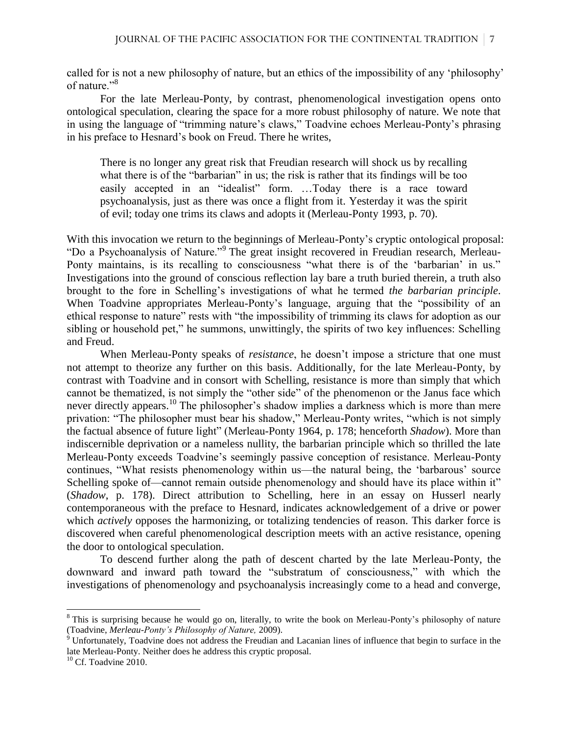called for is not a new philosophy of nature, but an ethics of the impossibility of any 'philosophy' of nature."[8]

For the late Merleau-Ponty, by contrast, phenomenological investigation opens onto ontological speculation, clearing the space for a more robust philosophy of nature. We note that in using the language of "trimming nature's claws," Toadvine echoes Merleau-Ponty's phrasing in his preface to Hesnard's book on Freud. There he writes,

> There is no longer any great risk that Freudian research will shock us by recalling what there is of the "barbarian" in us; the risk is rather that its findings will be too easily accepted in an "idealist" form. …Today there is a race toward psychoanalysis, just as there was once a flight from it. Yesterday it was the spirit of evil; today one trims its claws and adopts it (Merleau-Ponty 1993, p. 70).

With this invocation we return to the beginnings of Merleau-Ponty's cryptic ontological proposal: "Do a Psychoanalysis of Nature."[9] The great insight recovered in Freudian research, Merleau-Ponty maintains, is its recalling to consciousness "what there is of the 'barbarian' in us." Investigations into the ground of conscious reflection lay bare a truth buried therein, a truth also brought to the fore in Schelling's investigations of what he termed *the barbarian principle*. When Toadvine appropriates Merleau-Ponty's language, arguing that the "possibility of an ethical response to nature" rests with "the impossibility of trimming its claws for adoption as our sibling or household pet," he summons, unwittingly, the spirits of two key influences: Schelling and Freud.

When Merleau-Ponty speaks of *resistance*, he doesn't impose a stricture that one must not attempt to theorize any further on this basis. Additionally, for the late Merleau-Ponty, by contrast with Toadvine and in consort with Schelling, resistance is more than simply that which cannot be thematized, is not simply the "other side" of the phenomenon or the Janus face which never directly appears.[10] The philosopher's shadow implies a darkness which is more than mere privation: "The philosopher must bear his shadow," Merleau-Ponty writes, "which is not simply the factual absence of future light" (Merleau-Ponty 1964, p. 178; henceforth *Shadow*). More than indiscernible deprivation or a nameless nullity, the barbarian principle which so thrilled the late Merleau-Ponty exceeds Toadvine's seemingly passive conception of resistance. Merleau-Ponty continues, "What resists phenomenology within us—the natural being, the 'barbarous' source Schelling spoke of—cannot remain outside phenomenology and should have its place within it" (*Shadow*, p. 178). Direct attribution to Schelling, here in an essay on Husserl nearly contemporaneous with the preface to Hesnard, indicates acknowledgement of a drive or power which *actively* opposes the harmonizing, or totalizing tendencies of reason. This darker force is discovered when careful phenomenological description meets with an active resistance, opening the door to ontological speculation.

To descend further along the path of descent charted by the late Merleau-Ponty, the downward and inward path toward the "substratum of consciousness," with which the investigations of phenomenology and psychoanalysis increasingly come to a head and converge,

---

[8] This is surprising because he would go on, literally, to write the book on Merleau-Ponty's philosophy of nature (Toadvine, *Merleau-Ponty's Philosophy of Nature,* 2009).

[9] Unfortunately, Toadvine does not address the Freudian and Lacanian lines of influence that begin to surface in the late Merleau-Ponty. Neither does he address this cryptic proposal.

[10] Cf. Toadvine 2010.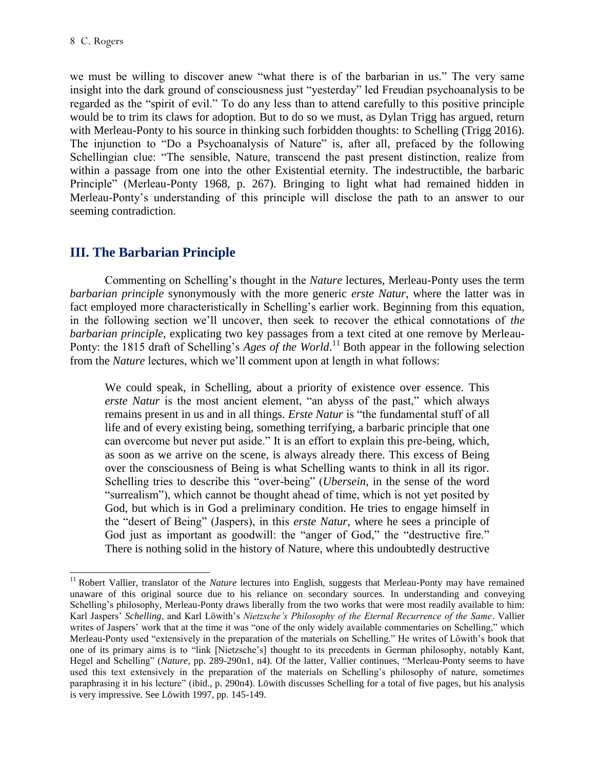we must be willing to discover anew "what there is of the barbarian in us." The very same insight into the dark ground of consciousness just "yesterday" led Freudian psychoanalysis to be regarded as the "spirit of evil." To do any less than to attend carefully to this positive principle would be to trim its claws for adoption. But to do so we must, as Dylan Trigg has argued, return with Merleau-Ponty to his source in thinking such forbidden thoughts: to Schelling (Trigg 2016). The injunction to "Do a Psychoanalysis of Nature" is, after all, prefaced by the following Schellingian clue: "The sensible, Nature, transcend the past present distinction, realize from within a passage from one into the other Existential eternity. The indestructible, the barbaric Principle" (Merleau-Ponty 1968, p. 267). Bringing to light what had remained hidden in Merleau-Ponty's understanding of this principle will disclose the path to an answer to our seeming contradiction.

## III. The Barbarian Principle

Commenting on Schelling's thought in the *Nature* lectures, Merleau-Ponty uses the term *barbarian principle* synonymously with the more generic *erste Natur*, where the latter was in fact employed more characteristically in Schelling's earlier work. Beginning from this equation, in the following section we'll uncover, then seek to recover the ethical connotations of *the barbarian principle*, explicating two key passages from a text cited at one remove by Merleau-Ponty: the 1815 draft of Schelling's *Ages of the World*.[11] Both appear in the following selection from the *Nature* lectures, which we'll comment upon at length in what follows:

> We could speak, in Schelling, about a priority of existence over essence. This *erste Natur* is the most ancient element, "an abyss of the past," which always remains present in us and in all things. *Erste Natur* is "the fundamental stuff of all life and of every existing being, something terrifying, a barbaric principle that one can overcome but never put aside." It is an effort to explain this pre-being, which, as soon as we arrive on the scene, is always already there. This excess of Being over the consciousness of Being is what Schelling wants to think in all its rigor. Schelling tries to describe this "over-being" (*Ubersein*, in the sense of the word "surrealism"), which cannot be thought ahead of time, which is not yet posited by God, but which is in God a preliminary condition. He tries to engage himself in the "desert of Being" (Jaspers), in this *erste Natur*, where he sees a principle of God just as important as goodwill: the "anger of God," the "destructive fire." There is nothing solid in the history of Nature, where this undoubtedly destructive

---

[11] Robert Vallier, translator of the *Nature* lectures into English, suggests that Merleau-Ponty may have remained unaware of this original source due to his reliance on secondary sources. In understanding and conveying Schelling's philosophy, Merleau-Ponty draws liberally from the two works that were most readily available to him: Karl Jaspers' *Schelling*, and Karl Löwith's *Nietzsche's Philosophy of the Eternal Recurrence of the Same*. Vallier writes of Jaspers' work that at the time it was "one of the only widely available commentaries on Schelling," which Merleau-Ponty used "extensively in the preparation of the materials on Schelling." He writes of Löwith's book that one of its primary aims is to "link [Nietzsche's] thought to its precedents in German philosophy, notably Kant, Hegel and Schelling" (*Nature*, pp. 289-290n1, n4). Of the latter, Vallier continues, "Merleau-Ponty seems to have used this text extensively in the preparation of the materials on Schelling's philosophy of nature, sometimes paraphrasing it in his lecture" (ibid., p. 290n4). Löwith discusses Schelling for a total of five pages, but his analysis is very impressive. See Löwith 1997, pp. 145-149.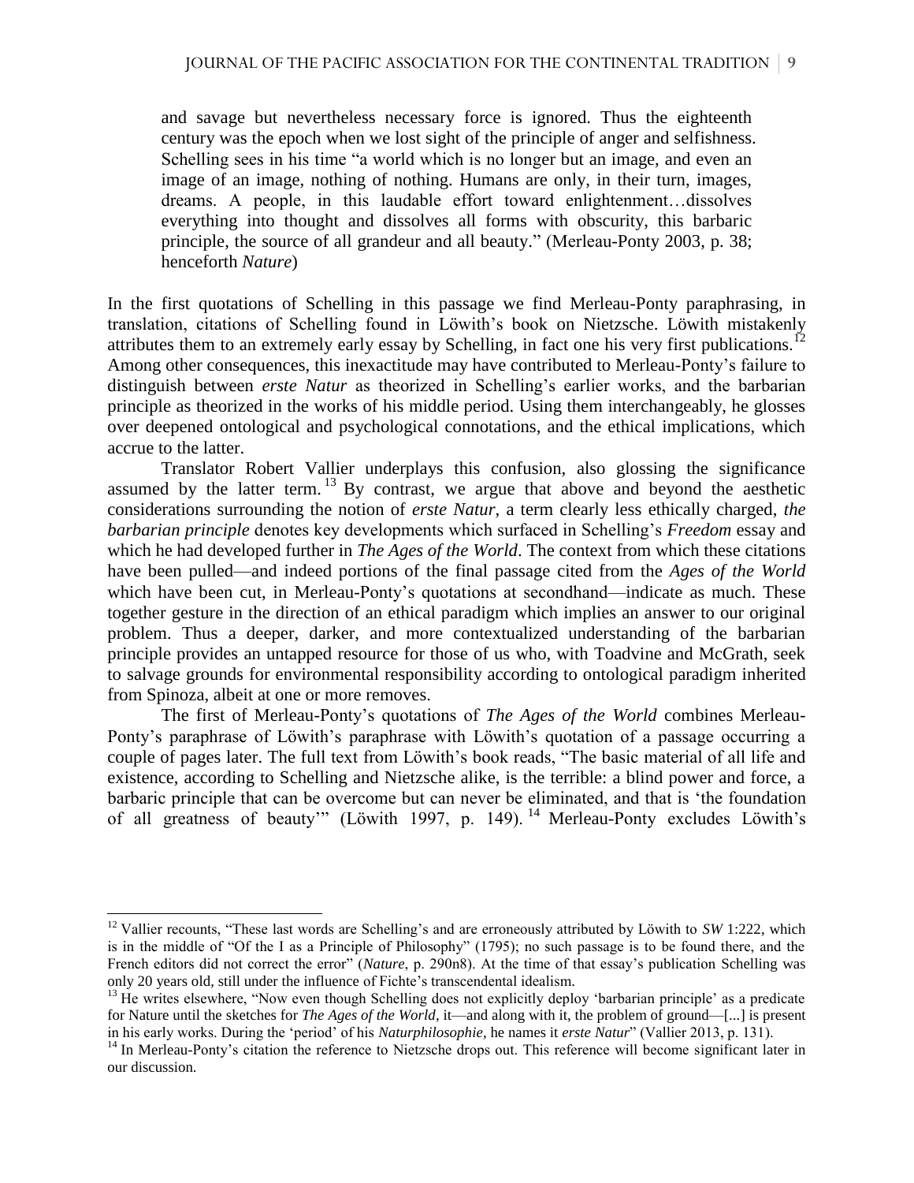> and savage but nevertheless necessary force is ignored. Thus the eighteenth century was the epoch when we lost sight of the principle of anger and selfishness. Schelling sees in his time "a world which is no longer but an image, and even an image of an image, nothing of nothing. Humans are only, in their turn, images, dreams. A people, in this laudable effort toward enlightenment…dissolves everything into thought and dissolves all forms with obscurity, this barbaric principle, the source of all grandeur and all beauty." (Merleau-Ponty 2003, p. 38; henceforth *Nature*)

In the first quotations of Schelling in this passage we find Merleau-Ponty paraphrasing, in translation, citations of Schelling found in Löwith's book on Nietzsche. Löwith mistakenly attributes them to an extremely early essay by Schelling, in fact one his very first publications.[12] Among other consequences, this inexactitude may have contributed to Merleau-Ponty's failure to distinguish between *erste Natur* as theorized in Schelling's earlier works, and the barbarian principle as theorized in the works of his middle period. Using them interchangeably, he glosses over deepened ontological and psychological connotations, and the ethical implications, which accrue to the latter.

Translator Robert Vallier underplays this confusion, also glossing the significance assumed by the latter term.[13] By contrast, we argue that above and beyond the aesthetic considerations surrounding the notion of *erste Natur*, a term clearly less ethically charged, *the barbarian principle* denotes key developments which surfaced in Schelling's *Freedom* essay and which he had developed further in *The Ages of the World*. The context from which these citations have been pulled—and indeed portions of the final passage cited from the *Ages of the World* which have been cut, in Merleau-Ponty's quotations at secondhand—indicate as much. These together gesture in the direction of an ethical paradigm which implies an answer to our original problem. Thus a deeper, darker, and more contextualized understanding of the barbarian principle provides an untapped resource for those of us who, with Toadvine and McGrath, seek to salvage grounds for environmental responsibility according to ontological paradigm inherited from Spinoza, albeit at one or more removes.

The first of Merleau-Ponty's quotations of *The Ages of the World* combines Merleau-Ponty's paraphrase of Löwith's paraphrase with Löwith's quotation of a passage occurring a couple of pages later. The full text from Löwith's book reads, "The basic material of all life and existence, according to Schelling and Nietzsche alike, is the terrible: a blind power and force, a barbaric principle that can be overcome but can never be eliminated, and that is 'the foundation of all greatness of beauty'" (Löwith 1997, p. 149).[14] Merleau-Ponty excludes Löwith's

---

[12] Vallier recounts, "These last words are Schelling's and are erroneously attributed by Löwith to *SW* 1:222, which is in the middle of "Of the I as a Principle of Philosophy" (1795); no such passage is to be found there, and the French editors did not correct the error" (*Nature*, p. 290n8). At the time of that essay's publication Schelling was only 20 years old, still under the influence of Fichte's transcendental idealism.

[13] He writes elsewhere, "Now even though Schelling does not explicitly deploy 'barbarian principle' as a predicate for Nature until the sketches for *The Ages of the World*, it—and along with it, the problem of ground—[...] is present in his early works. During the 'period' of his *Naturphilosophie*, he names it *erste Natur*" (Vallier 2013, p. 131).

[14] In Merleau-Ponty's citation the reference to Nietzsche drops out. This reference will become significant later in our discussion.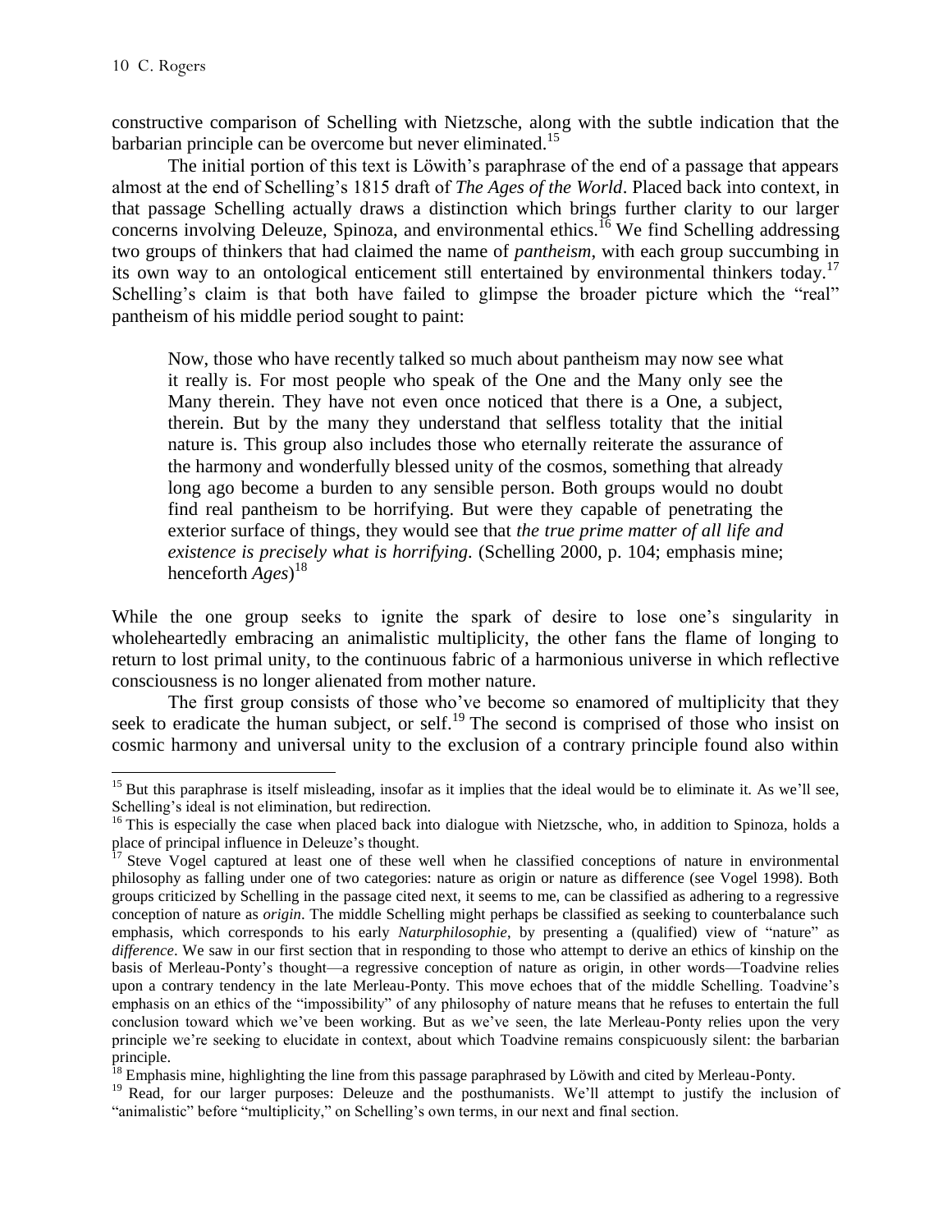constructive comparison of Schelling with Nietzsche, along with the subtle indication that the barbarian principle can be overcome but never eliminated.[15]

The initial portion of this text is Löwith's paraphrase of the end of a passage that appears almost at the end of Schelling's 1815 draft of *The Ages of the World*. Placed back into context, in that passage Schelling actually draws a distinction which brings further clarity to our larger concerns involving Deleuze, Spinoza, and environmental ethics.[16] We find Schelling addressing two groups of thinkers that had claimed the name of *pantheism*, with each group succumbing in its own way to an ontological enticement still entertained by environmental thinkers today.[17] Schelling's claim is that both have failed to glimpse the broader picture which the "real" pantheism of his middle period sought to paint:

> Now, those who have recently talked so much about pantheism may now see what it really is. For most people who speak of the One and the Many only see the Many therein. They have not even once noticed that there is a One, a subject, therein. But by the many they understand that selfless totality that the initial nature is. This group also includes those who eternally reiterate the assurance of the harmony and wonderfully blessed unity of the cosmos, something that already long ago become a burden to any sensible person. Both groups would no doubt find real pantheism to be horrifying. But were they capable of penetrating the exterior surface of things, they would see that *the true prime matter of all life and existence is precisely what is horrifying.* (Schelling 2000, p. 104; emphasis mine; henceforth *Ages*)[18]

While the one group seeks to ignite the spark of desire to lose one's singularity in wholeheartedly embracing an animalistic multiplicity, the other fans the flame of longing to return to lost primal unity, to the continuous fabric of a harmonious universe in which reflective consciousness is no longer alienated from mother nature.

The first group consists of those who've become so enamored of multiplicity that they seek to eradicate the human subject, or self.[19] The second is comprised of those who insist on cosmic harmony and universal unity to the exclusion of a contrary principle found also within

---

[15] But this paraphrase is itself misleading, insofar as it implies that the ideal would be to eliminate it. As we'll see, Schelling's ideal is not elimination, but redirection.

[16] This is especially the case when placed back into dialogue with Nietzsche, who, in addition to Spinoza, holds a place of principal influence in Deleuze's thought.

[17] Steve Vogel captured at least one of these well when he classified conceptions of nature in environmental philosophy as falling under one of two categories: nature as origin or nature as difference (see Vogel 1998). Both groups criticized by Schelling in the passage cited next, it seems to me, can be classified as adhering to a regressive conception of nature as *origin*. The middle Schelling might perhaps be classified as seeking to counterbalance such emphasis, which corresponds to his early *Naturphilosophie*, by presenting a (qualified) view of "nature" as *difference*. We saw in our first section that in responding to those who attempt to derive an ethics of kinship on the basis of Merleau-Ponty's thought—a regressive conception of nature as origin, in other words—Toadvine relies upon a contrary tendency in the late Merleau-Ponty. This move echoes that of the middle Schelling. Toadvine's emphasis on an ethics of the "impossibility" of any philosophy of nature means that he refuses to entertain the full conclusion toward which we've been working. But as we've seen, the late Merleau-Ponty relies upon the very principle we're seeking to elucidate in context, about which Toadvine remains conspicuously silent: the barbarian principle.

[18] Emphasis mine, highlighting the line from this passage paraphrased by Löwith and cited by Merleau-Ponty.

[19] Read, for our larger purposes: Deleuze and the posthumanists. We'll attempt to justify the inclusion of "animalistic" before "multiplicity," on Schelling's own terms, in our next and final section.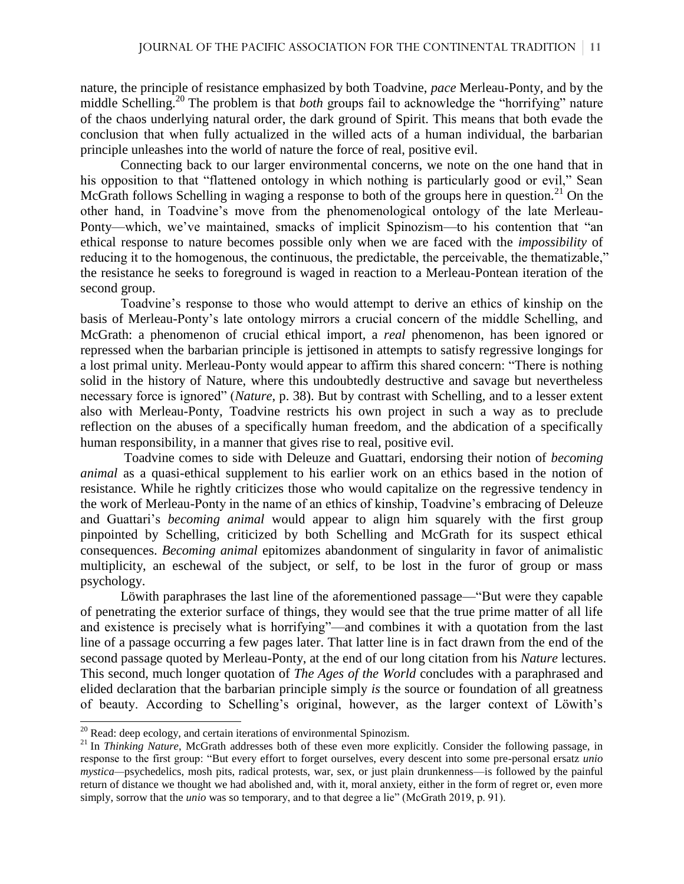nature, the principle of resistance emphasized by both Toadvine, *pace* Merleau-Ponty, and by the middle Schelling.[20] The problem is that *both* groups fail to acknowledge the "horrifying" nature of the chaos underlying natural order, the dark ground of Spirit. This means that both evade the conclusion that when fully actualized in the willed acts of a human individual, the barbarian principle unleashes into the world of nature the force of real, positive evil.

Connecting back to our larger environmental concerns, we note on the one hand that in his opposition to that "flattened ontology in which nothing is particularly good or evil," Sean McGrath follows Schelling in waging a response to both of the groups here in question.[21] On the other hand, in Toadvine's move from the phenomenological ontology of the late Merleau-Ponty—which, we've maintained, smacks of implicit Spinozism—to his contention that "an ethical response to nature becomes possible only when we are faced with the *impossibility* of reducing it to the homogenous, the continuous, the predictable, the perceivable, the thematizable," the resistance he seeks to foreground is waged in reaction to a Merleau-Pontean iteration of the second group.

Toadvine's response to those who would attempt to derive an ethics of kinship on the basis of Merleau-Ponty's late ontology mirrors a crucial concern of the middle Schelling, and McGrath: a phenomenon of crucial ethical import, a *real* phenomenon, has been ignored or repressed when the barbarian principle is jettisoned in attempts to satisfy regressive longings for a lost primal unity. Merleau-Ponty would appear to affirm this shared concern: "There is nothing solid in the history of Nature, where this undoubtedly destructive and savage but nevertheless necessary force is ignored" (*Nature*, p. 38). But by contrast with Schelling, and to a lesser extent also with Merleau-Ponty, Toadvine restricts his own project in such a way as to preclude reflection on the abuses of a specifically human freedom, and the abdication of a specifically human responsibility, in a manner that gives rise to real, positive evil.

Toadvine comes to side with Deleuze and Guattari, endorsing their notion of *becoming animal* as a quasi-ethical supplement to his earlier work on an ethics based in the notion of resistance. While he rightly criticizes those who would capitalize on the regressive tendency in the work of Merleau-Ponty in the name of an ethics of kinship, Toadvine's embracing of Deleuze and Guattari's *becoming animal* would appear to align him squarely with the first group pinpointed by Schelling, criticized by both Schelling and McGrath for its suspect ethical consequences. *Becoming animal* epitomizes abandonment of singularity in favor of animalistic multiplicity, an eschewal of the subject, or self, to be lost in the furor of group or mass psychology.

Löwith paraphrases the last line of the aforementioned passage—"But were they capable of penetrating the exterior surface of things, they would see that the true prime matter of all life and existence is precisely what is horrifying"—and combines it with a quotation from the last line of a passage occurring a few pages later. That latter line is in fact drawn from the end of the second passage quoted by Merleau-Ponty, at the end of our long citation from his *Nature* lectures. This second, much longer quotation of *The Ages of the World* concludes with a paraphrased and elided declaration that the barbarian principle simply *is* the source or foundation of all greatness of beauty. According to Schelling's original, however, as the larger context of Löwith's

[20] Read: deep ecology, and certain iterations of environmental Spinozism.

[21] In *Thinking Nature*, McGrath addresses both of these even more explicitly. Consider the following passage, in response to the first group: "But every effort to forget ourselves, every descent into some pre-personal ersatz *unio mystica*—psychedelics, mosh pits, radical protests, war, sex, or just plain drunkenness—is followed by the painful return of distance we thought we had abolished and, with it, moral anxiety, either in the form of regret or, even more simply, sorrow that the *unio* was so temporary, and to that degree a lie" (McGrath 2019, p. 91).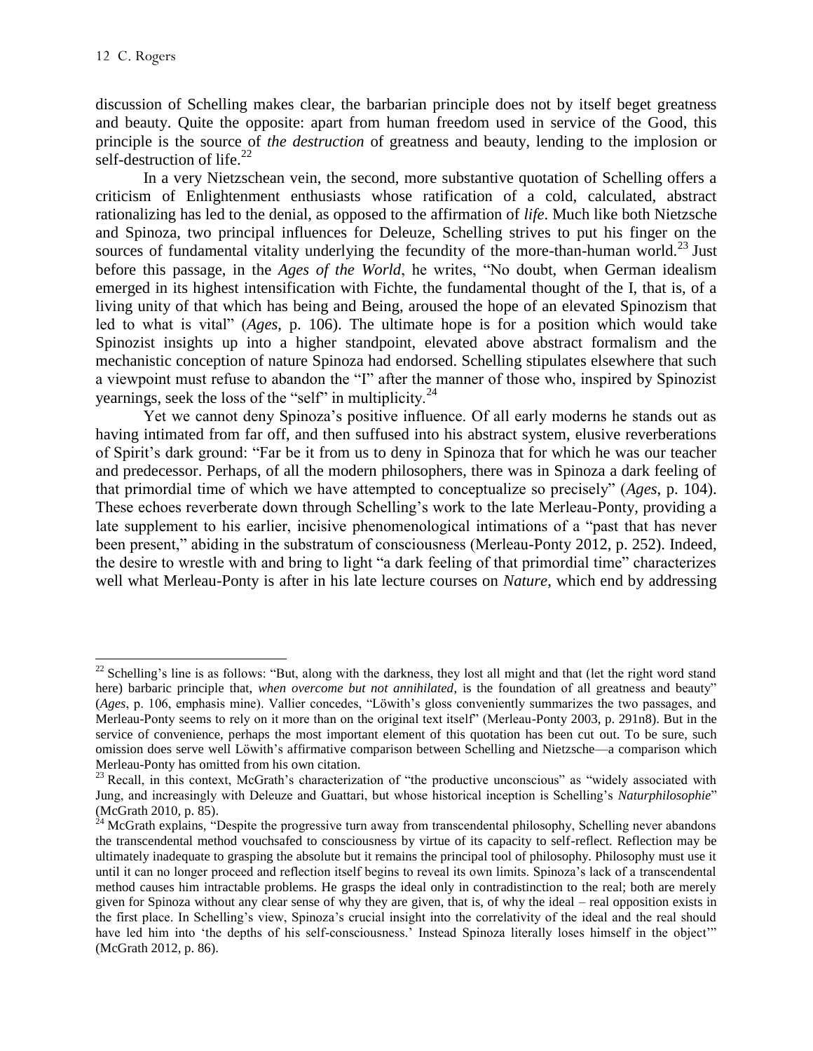discussion of Schelling makes clear, the barbarian principle does not by itself beget greatness and beauty. Quite the opposite: apart from human freedom used in service of the Good, this principle is the source of *the destruction* of greatness and beauty, lending to the implosion or self-destruction of life.[22]

In a very Nietzschean vein, the second, more substantive quotation of Schelling offers a criticism of Enlightenment enthusiasts whose ratification of a cold, calculated, abstract rationalizing has led to the denial, as opposed to the affirmation of *life*. Much like both Nietzsche and Spinoza, two principal influences for Deleuze, Schelling strives to put his finger on the sources of fundamental vitality underlying the fecundity of the more-than-human world.[23] Just before this passage, in the *Ages of the World*, he writes, "No doubt, when German idealism emerged in its highest intensification with Fichte, the fundamental thought of the I, that is, of a living unity of that which has being and Being, aroused the hope of an elevated Spinozism that led to what is vital" (*Ages*, p. 106). The ultimate hope is for a position which would take Spinozist insights up into a higher standpoint, elevated above abstract formalism and the mechanistic conception of nature Spinoza had endorsed. Schelling stipulates elsewhere that such a viewpoint must refuse to abandon the "I" after the manner of those who, inspired by Spinozist yearnings, seek the loss of the "self" in multiplicity.[24]

Yet we cannot deny Spinoza's positive influence. Of all early moderns he stands out as having intimated from far off, and then suffused into his abstract system, elusive reverberations of Spirit's dark ground: "Far be it from us to deny in Spinoza that for which he was our teacher and predecessor. Perhaps, of all the modern philosophers, there was in Spinoza a dark feeling of that primordial time of which we have attempted to conceptualize so precisely" (*Ages*, p. 104). These echoes reverberate down through Schelling's work to the late Merleau-Ponty, providing a late supplement to his earlier, incisive phenomenological intimations of a "past that has never been present," abiding in the substratum of consciousness (Merleau-Ponty 2012, p. 252). Indeed, the desire to wrestle with and bring to light "a dark feeling of that primordial time" characterizes well what Merleau-Ponty is after in his late lecture courses on *Nature*, which end by addressing

---

[22] Schelling's line is as follows: "But, along with the darkness, they lost all might and that (let the right word stand here) barbaric principle that, *when overcome but not annihilated*, is the foundation of all greatness and beauty" (*Ages*, p. 106, emphasis mine). Vallier concedes, "Löwith's gloss conveniently summarizes the two passages, and Merleau-Ponty seems to rely on it more than on the original text itself" (Merleau-Ponty 2003, p. 291n8). But in the service of convenience, perhaps the most important element of this quotation has been cut out. To be sure, such omission does serve well Löwith's affirmative comparison between Schelling and Nietzsche—a comparison which Merleau-Ponty has omitted from his own citation.

[23] Recall, in this context, McGrath's characterization of "the productive unconscious" as "widely associated with Jung, and increasingly with Deleuze and Guattari, but whose historical inception is Schelling's *Naturphilosophie*" (McGrath 2010, p. 85).

[24] McGrath explains, "Despite the progressive turn away from transcendental philosophy, Schelling never abandons the transcendental method vouchsafed to consciousness by virtue of its capacity to self-reflect. Reflection may be ultimately inadequate to grasping the absolute but it remains the principal tool of philosophy. Philosophy must use it until it can no longer proceed and reflection itself begins to reveal its own limits. Spinoza's lack of a transcendental method causes him intractable problems. He grasps the ideal only in contradistinction to the real; both are merely given for Spinoza without any clear sense of why they are given, that is, of why the ideal – real opposition exists in the first place. In Schelling's view, Spinoza's crucial insight into the correlativity of the ideal and the real should have led him into 'the depths of his self-consciousness.' Instead Spinoza literally loses himself in the object'" (McGrath 2012, p. 86).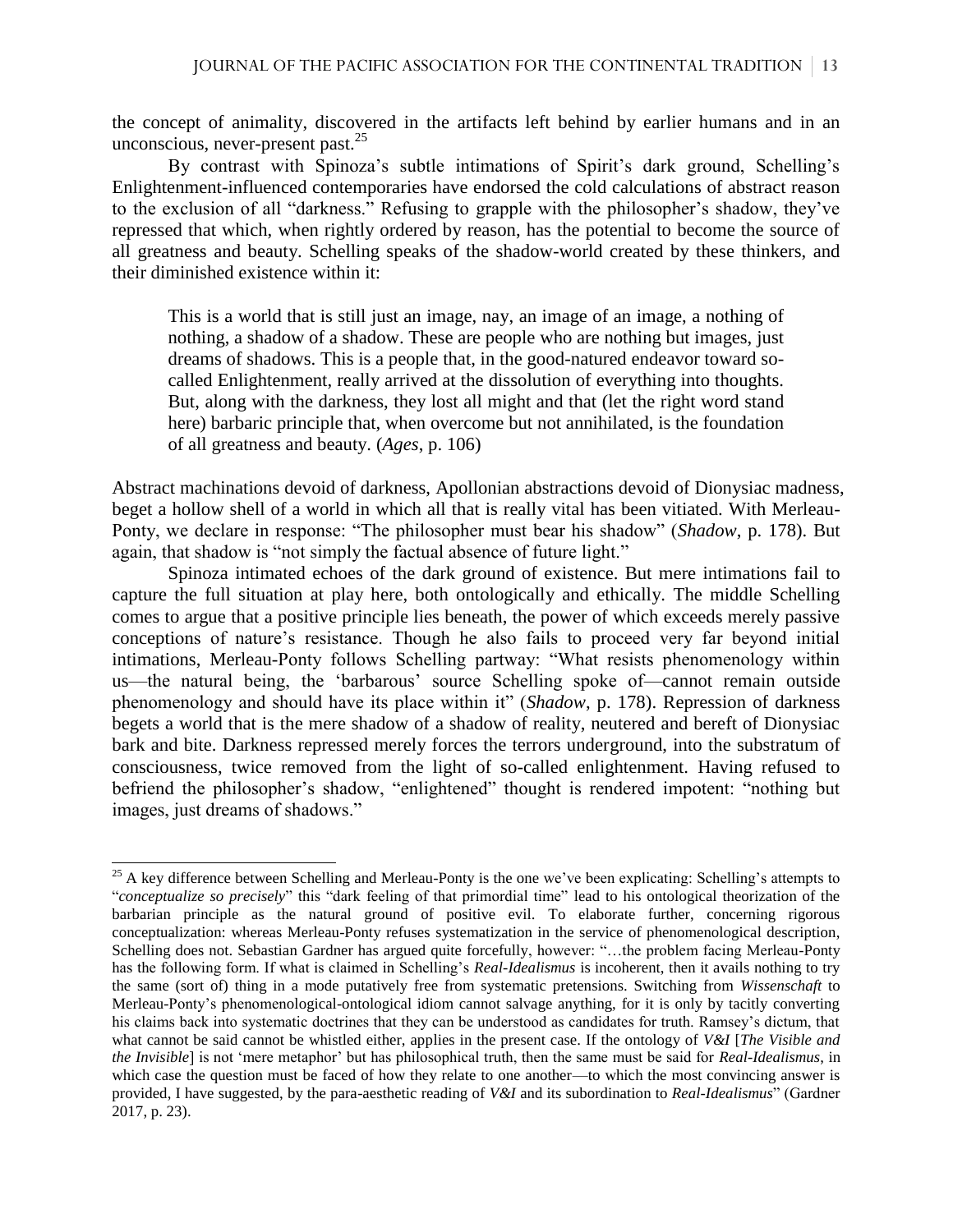the concept of animality, discovered in the artifacts left behind by earlier humans and in an unconscious, never-present past.[25]

By contrast with Spinoza's subtle intimations of Spirit's dark ground, Schelling's Enlightenment-influenced contemporaries have endorsed the cold calculations of abstract reason to the exclusion of all "darkness." Refusing to grapple with the philosopher's shadow, they've repressed that which, when rightly ordered by reason, has the potential to become the source of all greatness and beauty. Schelling speaks of the shadow-world created by these thinkers, and their diminished existence within it:

> This is a world that is still just an image, nay, an image of an image, a nothing of nothing, a shadow of a shadow. These are people who are nothing but images, just dreams of shadows. This is a people that, in the good-natured endeavor toward so-called Enlightenment, really arrived at the dissolution of everything into thoughts. But, along with the darkness, they lost all might and that (let the right word stand here) barbaric principle that, when overcome but not annihilated, is the foundation of all greatness and beauty. (*Ages*, p. 106)

Abstract machinations devoid of darkness, Apollonian abstractions devoid of Dionysiac madness, beget a hollow shell of a world in which all that is really vital has been vitiated. With Merleau-Ponty, we declare in response: "The philosopher must bear his shadow" (*Shadow*, p. 178). But again, that shadow is "not simply the factual absence of future light."

Spinoza intimated echoes of the dark ground of existence. But mere intimations fail to capture the full situation at play here, both ontologically and ethically. The middle Schelling comes to argue that a positive principle lies beneath, the power of which exceeds merely passive conceptions of nature's resistance. Though he also fails to proceed very far beyond initial intimations, Merleau-Ponty follows Schelling partway: "What resists phenomenology within us—the natural being, the 'barbarous' source Schelling spoke of—cannot remain outside phenomenology and should have its place within it" (*Shadow*, p. 178). Repression of darkness begets a world that is the mere shadow of a shadow of reality, neutered and bereft of Dionysiac bark and bite. Darkness repressed merely forces the terrors underground, into the substratum of consciousness, twice removed from the light of so-called enlightenment. Having refused to befriend the philosopher's shadow, "enlightened" thought is rendered impotent: "nothing but images, just dreams of shadows."

---

[25] A key difference between Schelling and Merleau-Ponty is the one we've been explicating: Schelling's attempts to "*conceptualize so precisely*" this "dark feeling of that primordial time" lead to his ontological theorization of the barbarian principle as the natural ground of positive evil. To elaborate further, concerning rigorous conceptualization: whereas Merleau-Ponty refuses systematization in the service of phenomenological description, Schelling does not. Sebastian Gardner has argued quite forcefully, however: "…the problem facing Merleau-Ponty has the following form. If what is claimed in Schelling's *Real-Idealismus* is incoherent, then it avails nothing to try the same (sort of) thing in a mode putatively free from systematic pretensions. Switching from *Wissenschaft* to Merleau-Ponty's phenomenological-ontological idiom cannot salvage anything, for it is only by tacitly converting his claims back into systematic doctrines that they can be understood as candidates for truth. Ramsey's dictum, that what cannot be said cannot be whistled either, applies in the present case. If the ontology of *V&I* [*The Visible and the Invisible*] is not 'mere metaphor' but has philosophical truth, then the same must be said for *Real-Idealismus*, in which case the question must be faced of how they relate to one another—to which the most convincing answer is provided, I have suggested, by the para-aesthetic reading of *V&I* and its subordination to *Real-Idealismus*" (Gardner 2017, p. 23).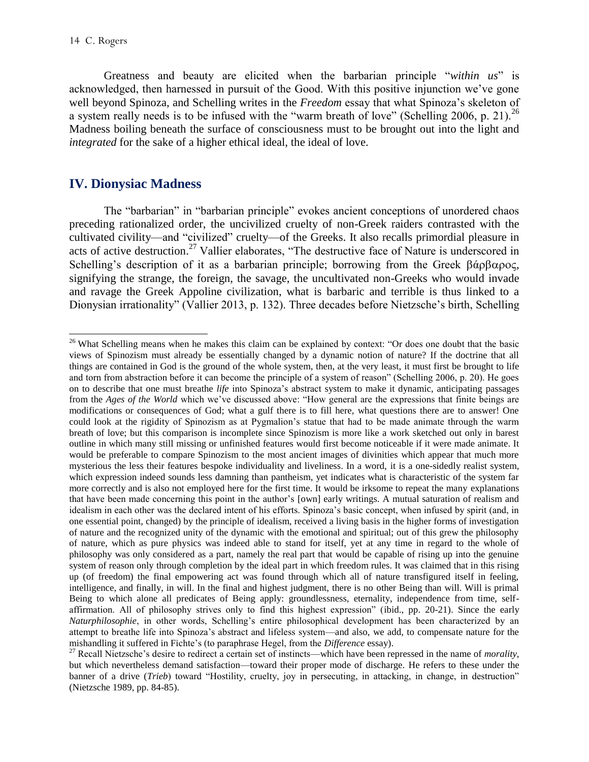Greatness and beauty are elicited when the barbarian principle "*within us*" is acknowledged, then harnessed in pursuit of the Good. With this positive injunction we've gone well beyond Spinoza, and Schelling writes in the *Freedom* essay that what Spinoza's skeleton of a system really needs is to be infused with the "warm breath of love" (Schelling 2006, p. 21).[26] Madness boiling beneath the surface of consciousness must to be brought out into the light and *integrated* for the sake of a higher ethical ideal, the ideal of love.

## IV. Dionysiac Madness

The "barbarian" in "barbarian principle" evokes ancient conceptions of unordered chaos preceding rationalized order, the uncivilized cruelty of non-Greek raiders contrasted with the cultivated civility—and "civilized" cruelty—of the Greeks. It also recalls primordial pleasure in acts of active destruction.[27] Vallier elaborates, "The destructive face of Nature is underscored in Schelling's description of it as a barbarian principle; borrowing from the Greek βάρβαρος, signifying the strange, the foreign, the savage, the uncultivated non-Greeks who would invade and ravage the Greek Appoline civilization, what is barbaric and terrible is thus linked to a Dionysian irrationality" (Vallier 2013, p. 132). Three decades before Nietzsche's birth, Schelling

---

[26] What Schelling means when he makes this claim can be explained by context: "Or does one doubt that the basic views of Spinozism must already be essentially changed by a dynamic notion of nature? If the doctrine that all things are contained in God is the ground of the whole system, then, at the very least, it must first be brought to life and torn from abstraction before it can become the principle of a system of reason" (Schelling 2006, p. 20). He goes on to describe that one must breathe *life* into Spinoza's abstract system to make it dynamic, anticipating passages from the *Ages of the World* which we've discussed above: "How general are the expressions that finite beings are modifications or consequences of God; what a gulf there is to fill here, what questions there are to answer! One could look at the rigidity of Spinozism as at Pygmalion's statue that had to be made animate through the warm breath of love; but this comparison is incomplete since Spinozism is more like a work sketched out only in barest outline in which many still missing or unfinished features would first become noticeable if it were made animate. It would be preferable to compare Spinozism to the most ancient images of divinities which appear that much more mysterious the less their features bespoke individuality and liveliness. In a word, it is a one-sidedly realist system, which expression indeed sounds less damning than pantheism, yet indicates what is characteristic of the system far more correctly and is also not employed here for the first time. It would be irksome to repeat the many explanations that have been made concerning this point in the author's [own] early writings. A mutual saturation of realism and idealism in each other was the declared intent of his efforts. Spinoza's basic concept, when infused by spirit (and, in one essential point, changed) by the principle of idealism, received a living basis in the higher forms of investigation of nature and the recognized unity of the dynamic with the emotional and spiritual; out of this grew the philosophy of nature, which as pure physics was indeed able to stand for itself, yet at any time in regard to the whole of philosophy was only considered as a part, namely the real part that would be capable of rising up into the genuine system of reason only through completion by the ideal part in which freedom rules. It was claimed that in this rising up (of freedom) the final empowering act was found through which all of nature transfigured itself in feeling, intelligence, and finally, in will. In the final and highest judgment, there is no other Being than will. Will is primal Being to which alone all predicates of Being apply: groundlessness, eternality, independence from time, self-affirmation. All of philosophy strives only to find this highest expression" (ibid., pp. 20-21). Since the early *Naturphilosophie*, in other words, Schelling's entire philosophical development has been characterized by an attempt to breathe life into Spinoza's abstract and lifeless system—and also, we add, to compensate nature for the mishandling it suffered in Fichte's (to paraphrase Hegel, from the *Difference* essay).

[27] Recall Nietzsche's desire to redirect a certain set of instincts—which have been repressed in the name of *morality*, but which nevertheless demand satisfaction—toward their proper mode of discharge. He refers to these under the banner of a drive (*Trieb*) toward "Hostility, cruelty, joy in persecuting, in attacking, in change, in destruction" (Nietzsche 1989, pp. 84-85).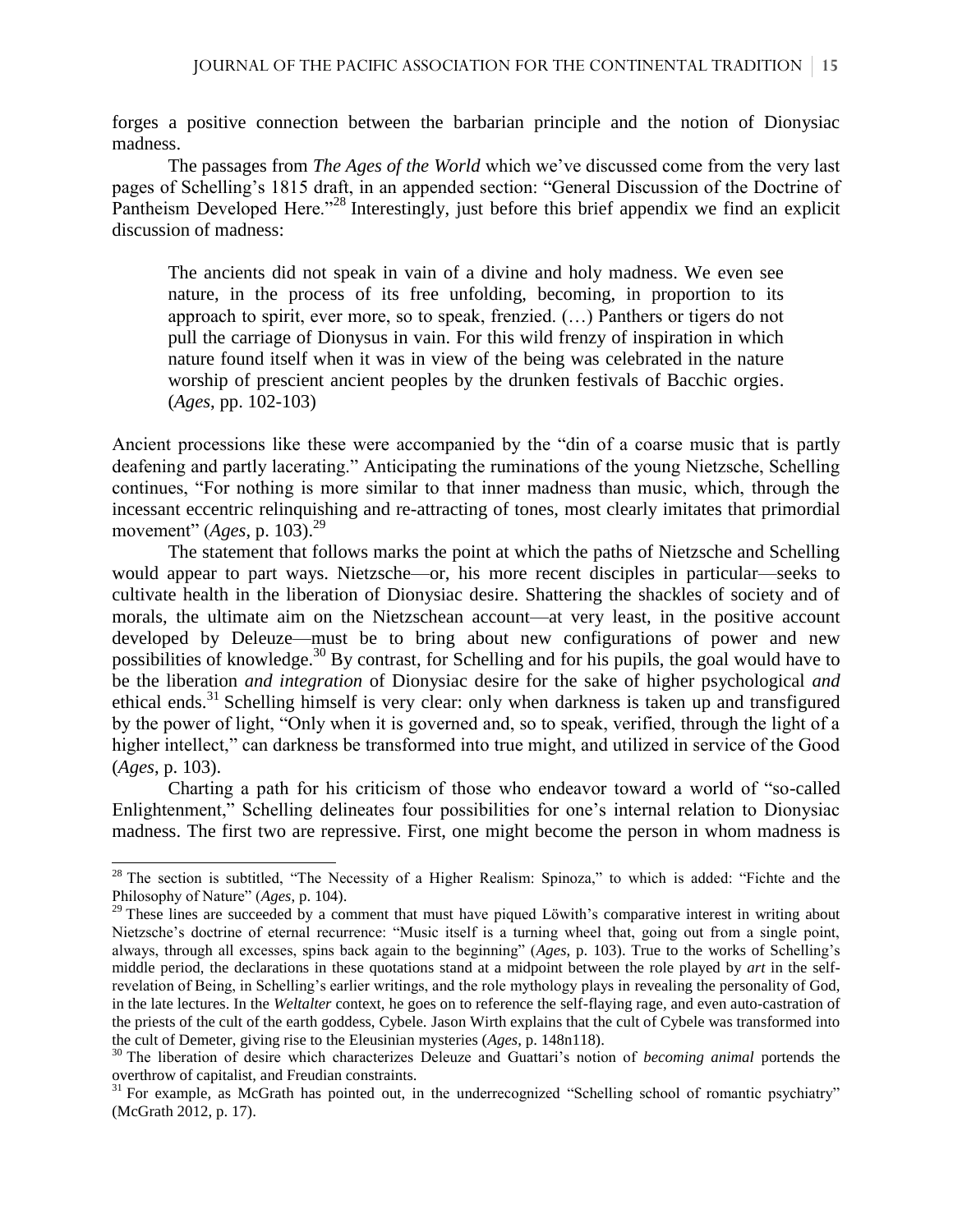forges a positive connection between the barbarian principle and the notion of Dionysiac madness.

The passages from *The Ages of the World* which we've discussed come from the very last pages of Schelling's 1815 draft, in an appended section: "General Discussion of the Doctrine of Pantheism Developed Here."[28] Interestingly, just before this brief appendix we find an explicit discussion of madness:

> The ancients did not speak in vain of a divine and holy madness. We even see nature, in the process of its free unfolding, becoming, in proportion to its approach to spirit, ever more, so to speak, frenzied. (…) Panthers or tigers do not pull the carriage of Dionysus in vain. For this wild frenzy of inspiration in which nature found itself when it was in view of the being was celebrated in the nature worship of prescient ancient peoples by the drunken festivals of Bacchic orgies. (*Ages*, pp. 102-103)

Ancient processions like these were accompanied by the "din of a coarse music that is partly deafening and partly lacerating." Anticipating the ruminations of the young Nietzsche, Schelling continues, "For nothing is more similar to that inner madness than music, which, through the incessant eccentric relinquishing and re-attracting of tones, most clearly imitates that primordial movement" (*Ages*, p. 103).[29]

The statement that follows marks the point at which the paths of Nietzsche and Schelling would appear to part ways. Nietzsche—or, his more recent disciples in particular—seeks to cultivate health in the liberation of Dionysiac desire. Shattering the shackles of society and of morals, the ultimate aim on the Nietzschean account—at very least, in the positive account developed by Deleuze—must be to bring about new configurations of power and new possibilities of knowledge.[30] By contrast, for Schelling and for his pupils, the goal would have to be the liberation *and integration* of Dionysiac desire for the sake of higher psychological *and* ethical ends.[31] Schelling himself is very clear: only when darkness is taken up and transfigured by the power of light, "Only when it is governed and, so to speak, verified, through the light of a higher intellect," can darkness be transformed into true might, and utilized in service of the Good (*Ages*, p. 103).

Charting a path for his criticism of those who endeavor toward a world of "so-called Enlightenment," Schelling delineates four possibilities for one's internal relation to Dionysiac madness. The first two are repressive. First, one might become the person in whom madness is

---

[28] The section is subtitled, "The Necessity of a Higher Realism: Spinoza," to which is added: "Fichte and the Philosophy of Nature" (*Ages*, p. 104).

[29] These lines are succeeded by a comment that must have piqued Löwith's comparative interest in writing about Nietzsche's doctrine of eternal recurrence: "Music itself is a turning wheel that, going out from a single point, always, through all excesses, spins back again to the beginning" (*Ages*, p. 103). True to the works of Schelling's middle period, the declarations in these quotations stand at a midpoint between the role played by *art* in the self-revelation of Being, in Schelling's earlier writings, and the role mythology plays in revealing the personality of God, in the late lectures. In the *Weltalter* context, he goes on to reference the self-flaying rage, and even auto-castration of the priests of the cult of the earth goddess, Cybele. Jason Wirth explains that the cult of Cybele was transformed into the cult of Demeter, giving rise to the Eleusinian mysteries (*Ages*, p. 148n118).

[30] The liberation of desire which characterizes Deleuze and Guattari's notion of *becoming animal* portends the overthrow of capitalist, and Freudian constraints.

[31] For example, as McGrath has pointed out, in the underrecognized "Schelling school of romantic psychiatry" (McGrath 2012, p. 17).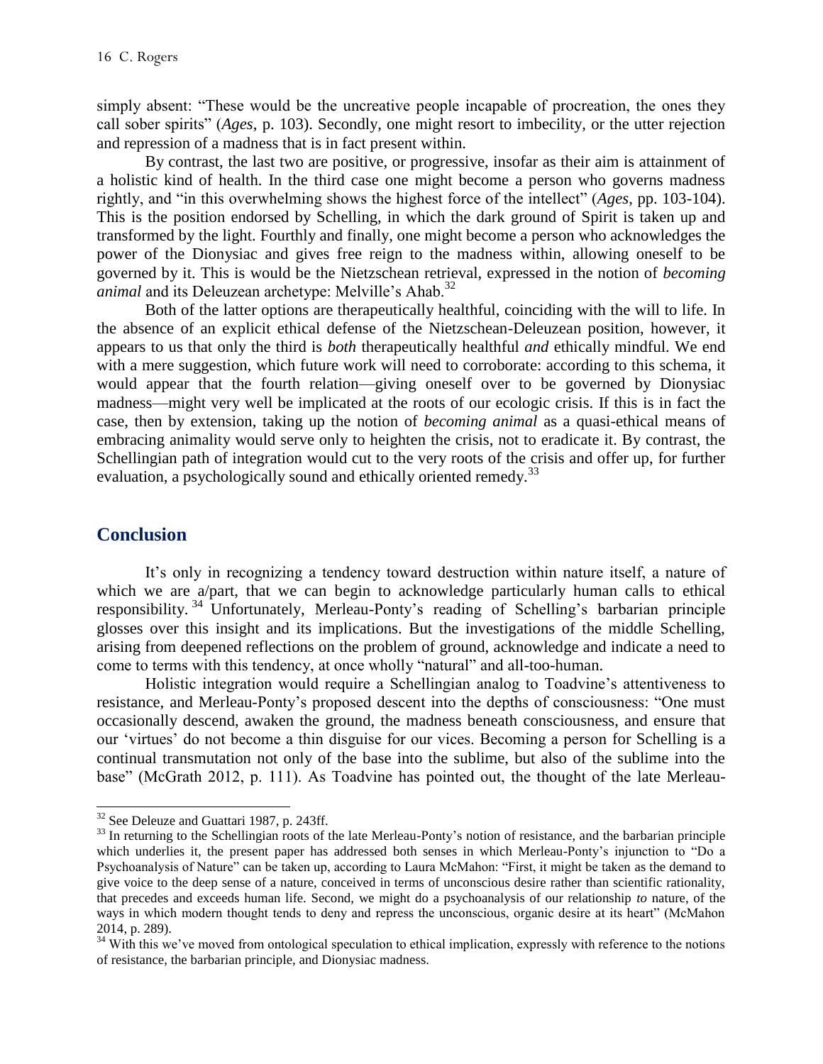simply absent: "These would be the uncreative people incapable of procreation, the ones they call sober spirits" (*Ages*, p. 103). Secondly, one might resort to imbecility, or the utter rejection and repression of a madness that is in fact present within.

By contrast, the last two are positive, or progressive, insofar as their aim is attainment of a holistic kind of health. In the third case one might become a person who governs madness rightly, and "in this overwhelming shows the highest force of the intellect" (*Ages*, pp. 103-104). This is the position endorsed by Schelling, in which the dark ground of Spirit is taken up and transformed by the light. Fourthly and finally, one might become a person who acknowledges the power of the Dionysiac and gives free reign to the madness within, allowing oneself to be governed by it. This is would be the Nietzschean retrieval, expressed in the notion of *becoming animal* and its Deleuzean archetype: Melville's Ahab.[32]

Both of the latter options are therapeutically healthful, coinciding with the will to life. In the absence of an explicit ethical defense of the Nietzschean-Deleuzean position, however, it appears to us that only the third is *both* therapeutically healthful *and* ethically mindful. We end with a mere suggestion, which future work will need to corroborate: according to this schema, it would appear that the fourth relation—giving oneself over to be governed by Dionysiac madness—might very well be implicated at the roots of our ecologic crisis. If this is in fact the case, then by extension, taking up the notion of *becoming animal* as a quasi-ethical means of embracing animality would serve only to heighten the crisis, not to eradicate it. By contrast, the Schellingian path of integration would cut to the very roots of the crisis and offer up, for further evaluation, a psychologically sound and ethically oriented remedy.[33]

## Conclusion

It's only in recognizing a tendency toward destruction within nature itself, a nature of which we are a/part, that we can begin to acknowledge particularly human calls to ethical responsibility.[34] Unfortunately, Merleau-Ponty's reading of Schelling's barbarian principle glosses over this insight and its implications. But the investigations of the middle Schelling, arising from deepened reflections on the problem of ground, acknowledge and indicate a need to come to terms with this tendency, at once wholly "natural" and all-too-human.

Holistic integration would require a Schellingian analog to Toadvine's attentiveness to resistance, and Merleau-Ponty's proposed descent into the depths of consciousness: "One must occasionally descend, awaken the ground, the madness beneath consciousness, and ensure that our 'virtues' do not become a thin disguise for our vices. Becoming a person for Schelling is a continual transmutation not only of the base into the sublime, but also of the sublime into the base" (McGrath 2012, p. 111). As Toadvine has pointed out, the thought of the late Merleau-

---

[32] See Deleuze and Guattari 1987, p. 243ff.

[33] In returning to the Schellingian roots of the late Merleau-Ponty's notion of resistance, and the barbarian principle which underlies it, the present paper has addressed both senses in which Merleau-Ponty's injunction to "Do a Psychoanalysis of Nature" can be taken up, according to Laura McMahon: "First, it might be taken as the demand to give voice to the deep sense of a nature, conceived in terms of unconscious desire rather than scientific rationality, that precedes and exceeds human life. Second, we might do a psychoanalysis of our relationship *to* nature, of the ways in which modern thought tends to deny and repress the unconscious, organic desire at its heart" (McMahon 2014, p. 289).

[34] With this we've moved from ontological speculation to ethical implication, expressly with reference to the notions of resistance, the barbarian principle, and Dionysiac madness.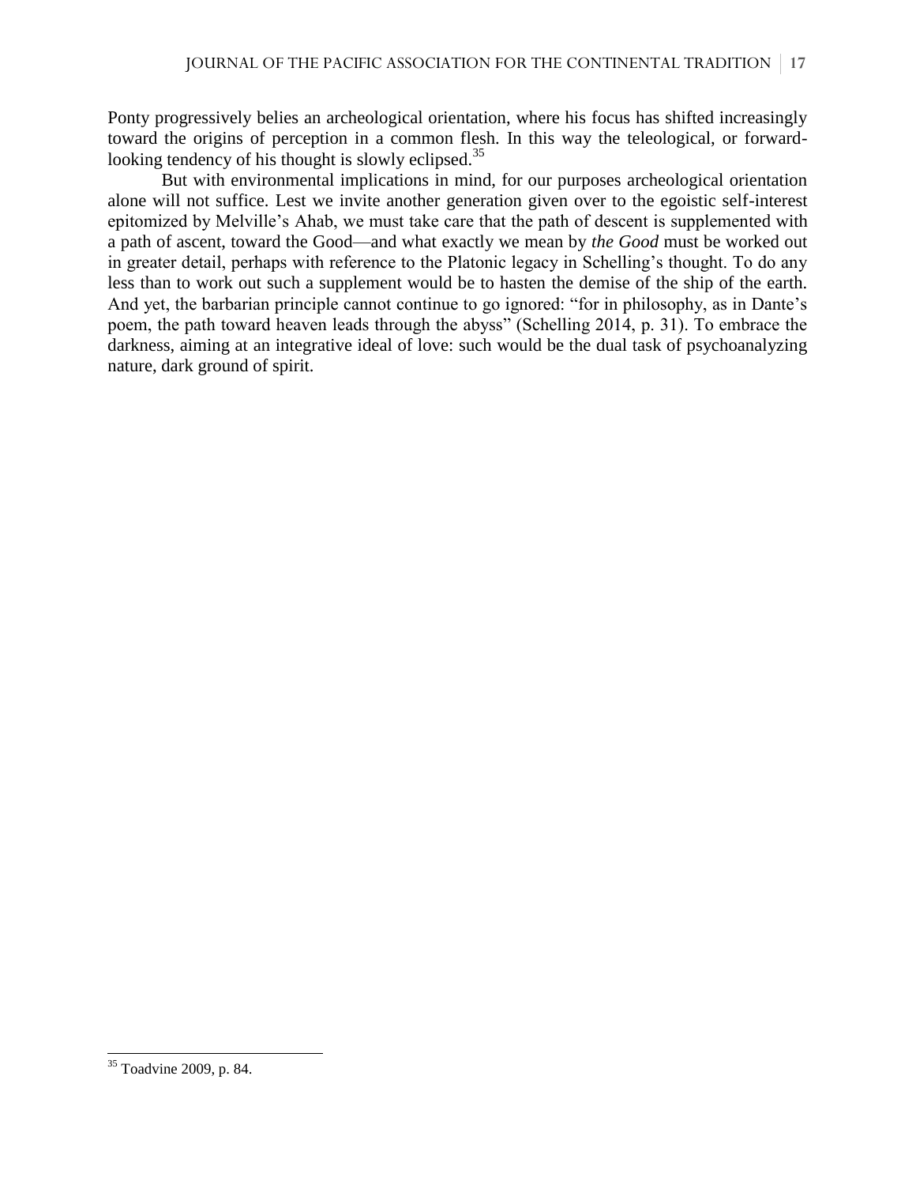Ponty progressively belies an archeological orientation, where his focus has shifted increasingly toward the origins of perception in a common flesh. In this way the teleological, or forward-looking tendency of his thought is slowly eclipsed.[35]

But with environmental implications in mind, for our purposes archeological orientation alone will not suffice. Lest we invite another generation given over to the egoistic self-interest epitomized by Melville's Ahab, we must take care that the path of descent is supplemented with a path of ascent, toward the Good—and what exactly we mean by *the Good* must be worked out in greater detail, perhaps with reference to the Platonic legacy in Schelling's thought. To do any less than to work out such a supplement would be to hasten the demise of the ship of the earth. And yet, the barbarian principle cannot continue to go ignored: "for in philosophy, as in Dante's poem, the path toward heaven leads through the abyss" (Schelling 2014, p. 31). To embrace the darkness, aiming at an integrative ideal of love: such would be the dual task of psychoanalyzing nature, dark ground of spirit.

---

[35] Toadvine 2009, p. 84.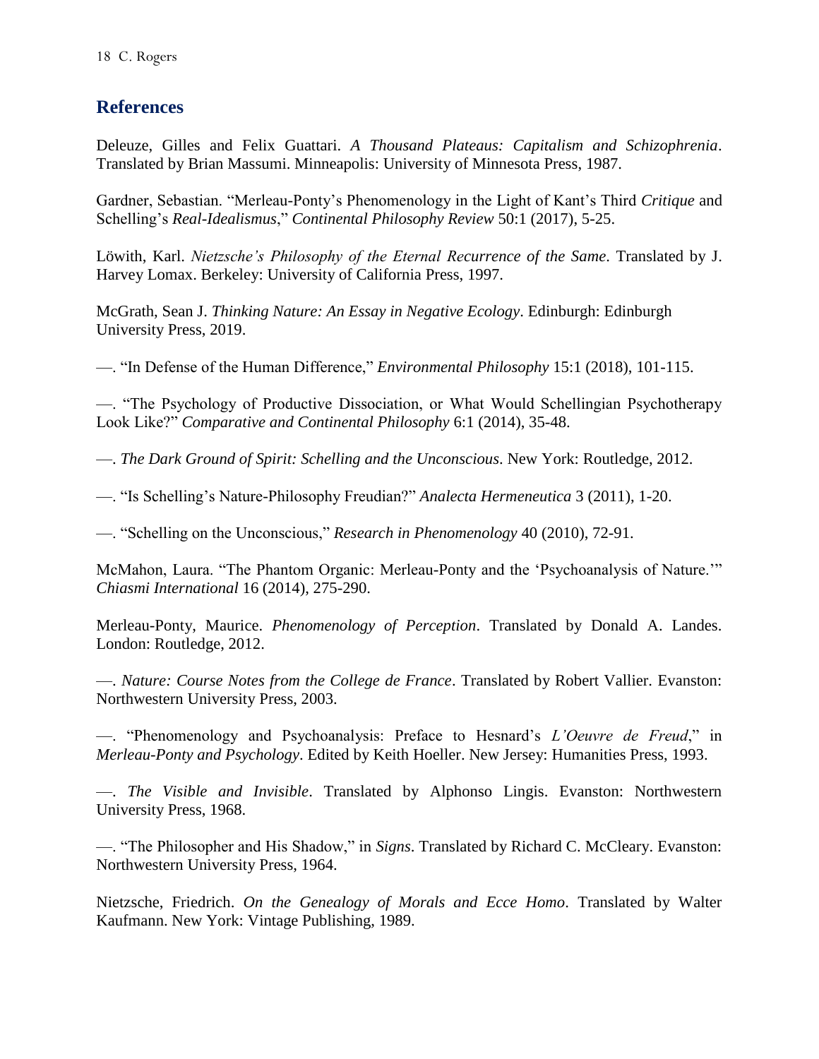## References

Deleuze, Gilles and Felix Guattari. *A Thousand Plateaus: Capitalism and Schizophrenia*. Translated by Brian Massumi. Minneapolis: University of Minnesota Press, 1987.

Gardner, Sebastian. "Merleau-Ponty's Phenomenology in the Light of Kant's Third *Critique* and Schelling's *Real-Idealismus*," *Continental Philosophy Review* 50:1 (2017), 5-25.

Löwith, Karl. *Nietzsche's Philosophy of the Eternal Recurrence of the Same*. Translated by J. Harvey Lomax. Berkeley: University of California Press, 1997.

McGrath, Sean J. *Thinking Nature: An Essay in Negative Ecology*. Edinburgh: Edinburgh University Press, 2019.

—. "In Defense of the Human Difference," *Environmental Philosophy* 15:1 (2018), 101-115.

—. "The Psychology of Productive Dissociation, or What Would Schellingian Psychotherapy Look Like?" *Comparative and Continental Philosophy* 6:1 (2014), 35-48.

—. *The Dark Ground of Spirit: Schelling and the Unconscious*. New York: Routledge, 2012.

—. "Is Schelling's Nature-Philosophy Freudian?" *Analecta Hermeneutica* 3 (2011), 1-20.

—. "Schelling on the Unconscious," *Research in Phenomenology* 40 (2010), 72-91.

McMahon, Laura. "The Phantom Organic: Merleau-Ponty and the 'Psychoanalysis of Nature.'" *Chiasmi International* 16 (2014), 275-290.

Merleau-Ponty, Maurice. *Phenomenology of Perception*. Translated by Donald A. Landes. London: Routledge, 2012.

—. *Nature: Course Notes from the College de France*. Translated by Robert Vallier. Evanston: Northwestern University Press, 2003.

—. "Phenomenology and Psychoanalysis: Preface to Hesnard's *L'Oeuvre de Freud*," in *Merleau-Ponty and Psychology*. Edited by Keith Hoeller. New Jersey: Humanities Press, 1993.

—. *The Visible and Invisible*. Translated by Alphonso Lingis. Evanston: Northwestern University Press, 1968.

—. "The Philosopher and His Shadow," in *Signs*. Translated by Richard C. McCleary. Evanston: Northwestern University Press, 1964.

Nietzsche, Friedrich. *On the Genealogy of Morals and Ecce Homo*. Translated by Walter Kaufmann. New York: Vintage Publishing, 1989.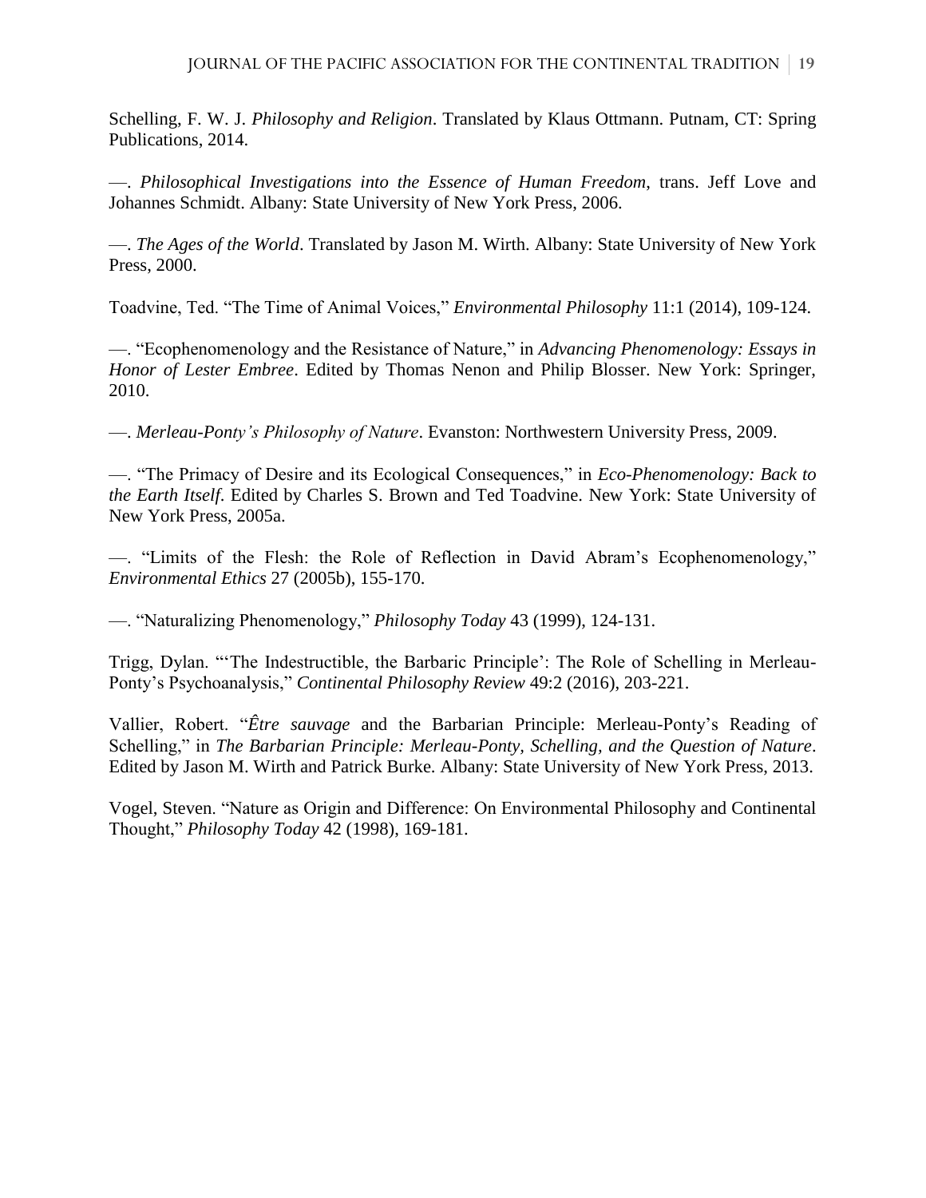Schelling, F. W. J. *Philosophy and Religion*. Translated by Klaus Ottmann. Putnam, CT: Spring Publications, 2014.

—. *Philosophical Investigations into the Essence of Human Freedom*, trans. Jeff Love and Johannes Schmidt. Albany: State University of New York Press, 2006.

—. *The Ages of the World*. Translated by Jason M. Wirth. Albany: State University of New York Press, 2000.

Toadvine, Ted. "The Time of Animal Voices," *Environmental Philosophy* 11:1 (2014), 109-124.

—. "Ecophenomenology and the Resistance of Nature," in *Advancing Phenomenology: Essays in Honor of Lester Embree*. Edited by Thomas Nenon and Philip Blosser. New York: Springer, 2010.

—. *Merleau-Ponty's Philosophy of Nature*. Evanston: Northwestern University Press, 2009.

—. "The Primacy of Desire and its Ecological Consequences," in *Eco-Phenomenology: Back to the Earth Itself*. Edited by Charles S. Brown and Ted Toadvine. New York: State University of New York Press, 2005a.

—. "Limits of the Flesh: the Role of Reflection in David Abram's Ecophenomenology," *Environmental Ethics* 27 (2005b), 155-170.

—. "Naturalizing Phenomenology," *Philosophy Today* 43 (1999), 124-131.

Trigg, Dylan. "'The Indestructible, the Barbaric Principle': The Role of Schelling in Merleau-Ponty's Psychoanalysis," *Continental Philosophy Review* 49:2 (2016), 203-221.

Vallier, Robert. "*Être sauvage* and the Barbarian Principle: Merleau-Ponty's Reading of Schelling," in *The Barbarian Principle: Merleau-Ponty, Schelling, and the Question of Nature*. Edited by Jason M. Wirth and Patrick Burke. Albany: State University of New York Press, 2013.

Vogel, Steven. "Nature as Origin and Difference: On Environmental Philosophy and Continental Thought," *Philosophy Today* 42 (1998), 169-181.